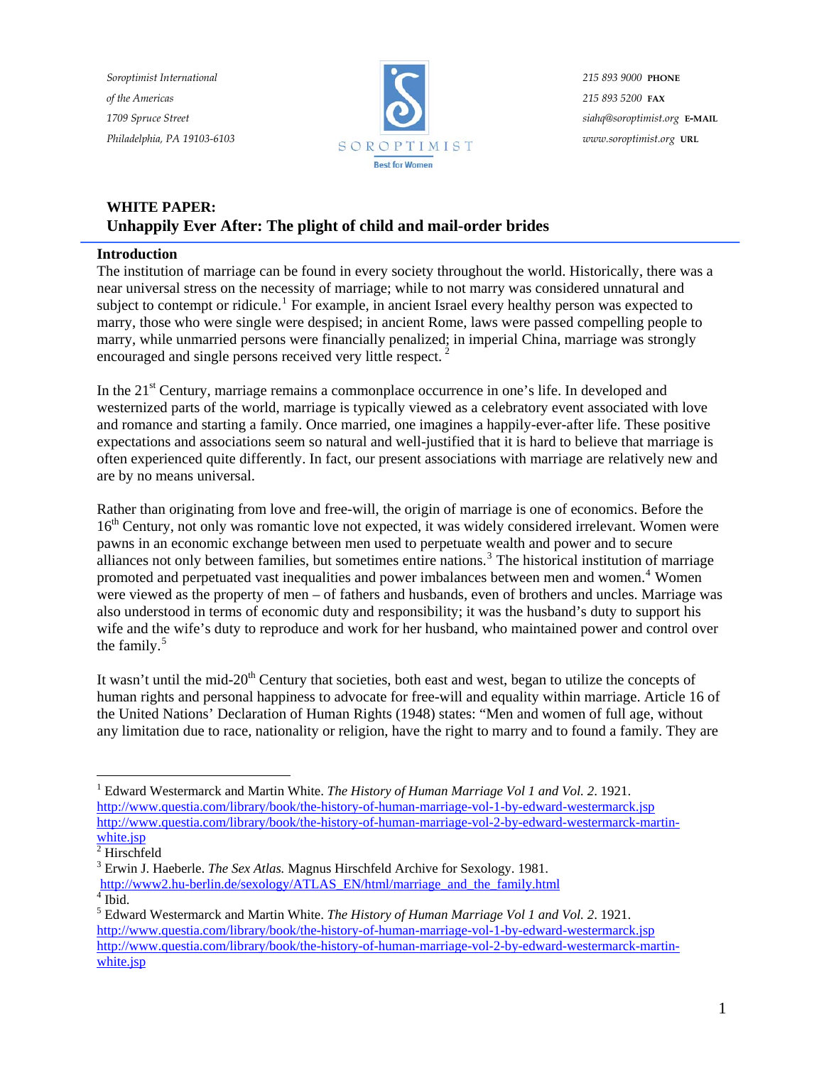Soroptimist International
of the Americas
1709 Spruce Street
Philadelphia, PA 19103-6103

SOROPTIMIST
Best for Women

215 893 9000 **PHONE**
215 893 5200 **FAX**
siahq@soroptimist.org **E-MAIL**
www.soroptimist.org **URL**

## WHITE PAPER:
## Unhappily Ever After: The plight of child and mail-order brides

### Introduction

The institution of marriage can be found in every society throughout the world. Historically, there was a near universal stress on the necessity of marriage; while to not marry was considered unnatural and subject to contempt or ridicule.[1] For example, in ancient Israel every healthy person was expected to marry, those who were single were despised; in ancient Rome, laws were passed compelling people to marry, while unmarried persons were financially penalized; in imperial China, marriage was strongly encouraged and single persons received very little respect. [2]

In the 21st Century, marriage remains a commonplace occurrence in one's life. In developed and westernized parts of the world, marriage is typically viewed as a celebratory event associated with love and romance and starting a family. Once married, one imagines a happily-ever-after life. These positive expectations and associations seem so natural and well-justified that it is hard to believe that marriage is often experienced quite differently. In fact, our present associations with marriage are relatively new and are by no means universal.

Rather than originating from love and free-will, the origin of marriage is one of economics. Before the 16th Century, not only was romantic love not expected, it was widely considered irrelevant. Women were pawns in an economic exchange between men used to perpetuate wealth and power and to secure alliances not only between families, but sometimes entire nations.[3] The historical institution of marriage promoted and perpetuated vast inequalities and power imbalances between men and women.[4] Women were viewed as the property of men – of fathers and husbands, even of brothers and uncles. Marriage was also understood in terms of economic duty and responsibility; it was the husband's duty to support his wife and the wife's duty to reproduce and work for her husband, who maintained power and control over the family.[5]

It wasn't until the mid-20th Century that societies, both east and west, began to utilize the concepts of human rights and personal happiness to advocate for free-will and equality within marriage. Article 16 of the United Nations' Declaration of Human Rights (1948) states: "Men and women of full age, without any limitation due to race, nationality or religion, have the right to marry and to found a family. They are

---

[1] Edward Westermarck and Martin White. *The History of Human Marriage Vol 1 and Vol. 2*. 1921. http://www.questia.com/library/book/the-history-of-human-marriage-vol-1-by-edward-westermarck.jsp http://www.questia.com/library/book/the-history-of-human-marriage-vol-2-by-edward-westermarck-martin-white.jsp

[2] Hirschfeld

[3] Erwin J. Haeberle. *The Sex Atlas.* Magnus Hirschfeld Archive for Sexology. 1981. http://www2.hu-berlin.de/sexology/ATLAS_EN/html/marriage_and_the_family.html

[4] Ibid.

[5] Edward Westermarck and Martin White. *The History of Human Marriage Vol 1 and Vol. 2*. 1921. http://www.questia.com/library/book/the-history-of-human-marriage-vol-1-by-edward-westermarck.jsp http://www.questia.com/library/book/the-history-of-human-marriage-vol-2-by-edward-westermarck-martin-white.jsp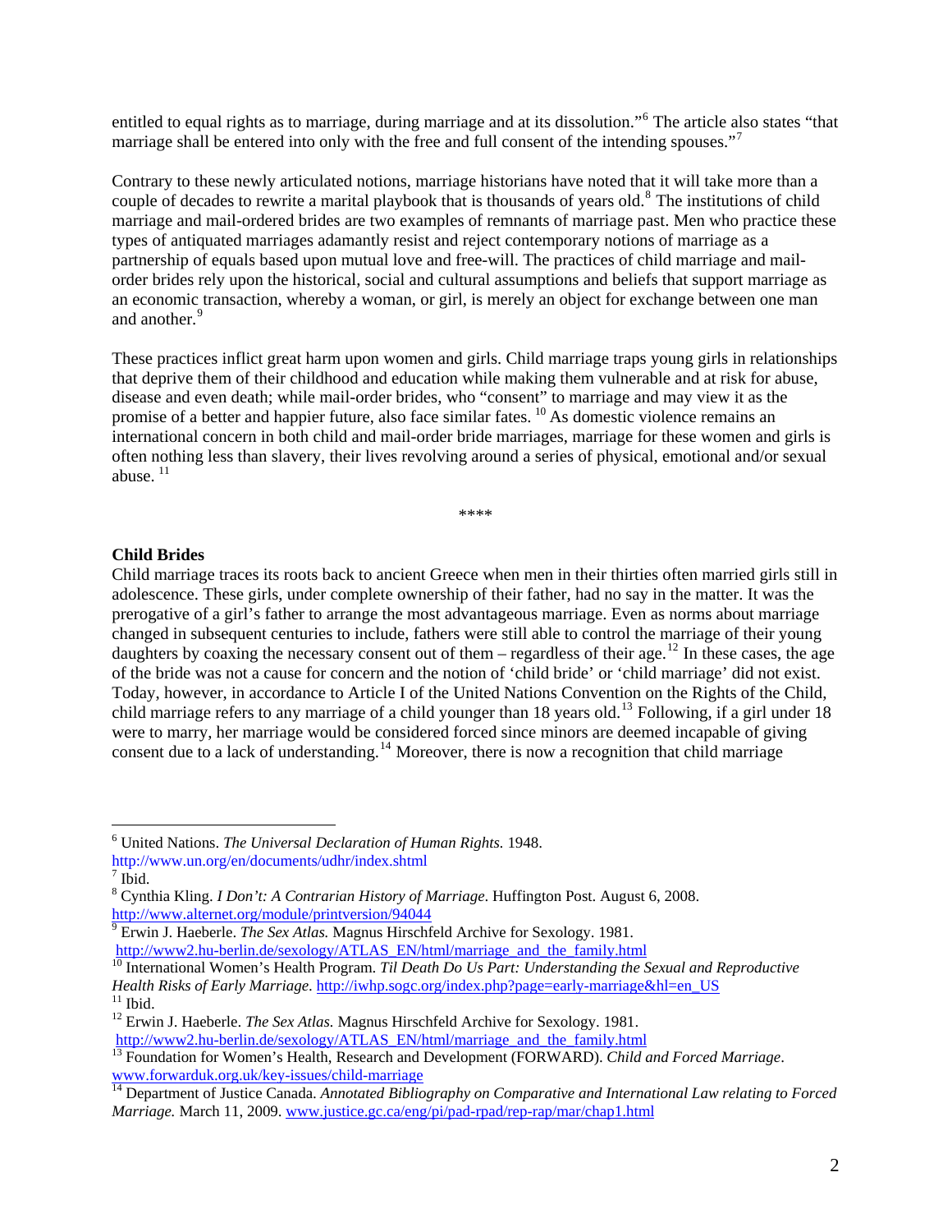entitled to equal rights as to marriage, during marriage and at its dissolution."[6] The article also states "that marriage shall be entered into only with the free and full consent of the intending spouses."[7]

Contrary to these newly articulated notions, marriage historians have noted that it will take more than a couple of decades to rewrite a marital playbook that is thousands of years old.[8] The institutions of child marriage and mail-ordered brides are two examples of remnants of marriage past. Men who practice these types of antiquated marriages adamantly resist and reject contemporary notions of marriage as a partnership of equals based upon mutual love and free-will. The practices of child marriage and mail-order brides rely upon the historical, social and cultural assumptions and beliefs that support marriage as an economic transaction, whereby a woman, or girl, is merely an object for exchange between one man and another.[9]

These practices inflict great harm upon women and girls. Child marriage traps young girls in relationships that deprive them of their childhood and education while making them vulnerable and at risk for abuse, disease and even death; while mail-order brides, who "consent" to marriage and may view it as the promise of a better and happier future, also face similar fates. [10] As domestic violence remains an international concern in both child and mail-order bride marriages, marriage for these women and girls is often nothing less than slavery, their lives revolving around a series of physical, emotional and/or sexual abuse. [11]

****

**Child Brides**

Child marriage traces its roots back to ancient Greece when men in their thirties often married girls still in adolescence. These girls, under complete ownership of their father, had no say in the matter. It was the prerogative of a girl's father to arrange the most advantageous marriage. Even as norms about marriage changed in subsequent centuries to include, fathers were still able to control the marriage of their young daughters by coaxing the necessary consent out of them – regardless of their age.[12] In these cases, the age of the bride was not a cause for concern and the notion of 'child bride' or 'child marriage' did not exist. Today, however, in accordance to Article I of the United Nations Convention on the Rights of the Child, child marriage refers to any marriage of a child younger than 18 years old.[13] Following, if a girl under 18 were to marry, her marriage would be considered forced since minors are deemed incapable of giving consent due to a lack of understanding.[14] Moreover, there is now a recognition that child marriage

---

[6] United Nations. *The Universal Declaration of Human Rights.* 1948. http://www.un.org/en/documents/udhr/index.shtml

[7] Ibid.

[8] Cynthia Kling. *I Don't: A Contrarian History of Marriage.* Huffington Post. August 6, 2008. http://www.alternet.org/module/printversion/94044

[9] Erwin J. Haeberle. *The Sex Atlas.* Magnus Hirschfeld Archive for Sexology. 1981. http://www2.hu-berlin.de/sexology/ATLAS_EN/html/marriage_and_the_family.html

[10] International Women's Health Program. *Til Death Do Us Part: Understanding the Sexual and Reproductive Health Risks of Early Marriage.* http://iwhp.sogc.org/index.php?page=early-marriage&hl=en_US

[11] Ibid.

[12] Erwin J. Haeberle. *The Sex Atlas.* Magnus Hirschfeld Archive for Sexology. 1981. http://www2.hu-berlin.de/sexology/ATLAS_EN/html/marriage_and_the_family.html

[13] Foundation for Women's Health, Research and Development (FORWARD). *Child and Forced Marriage*. www.forwarduk.org.uk/key-issues/child-marriage

[14] Department of Justice Canada. *Annotated Bibliography on Comparative and International Law relating to Forced Marriage.* March 11, 2009. www.justice.gc.ca/eng/pi/pad-rpad/rep-rap/mar/chap1.html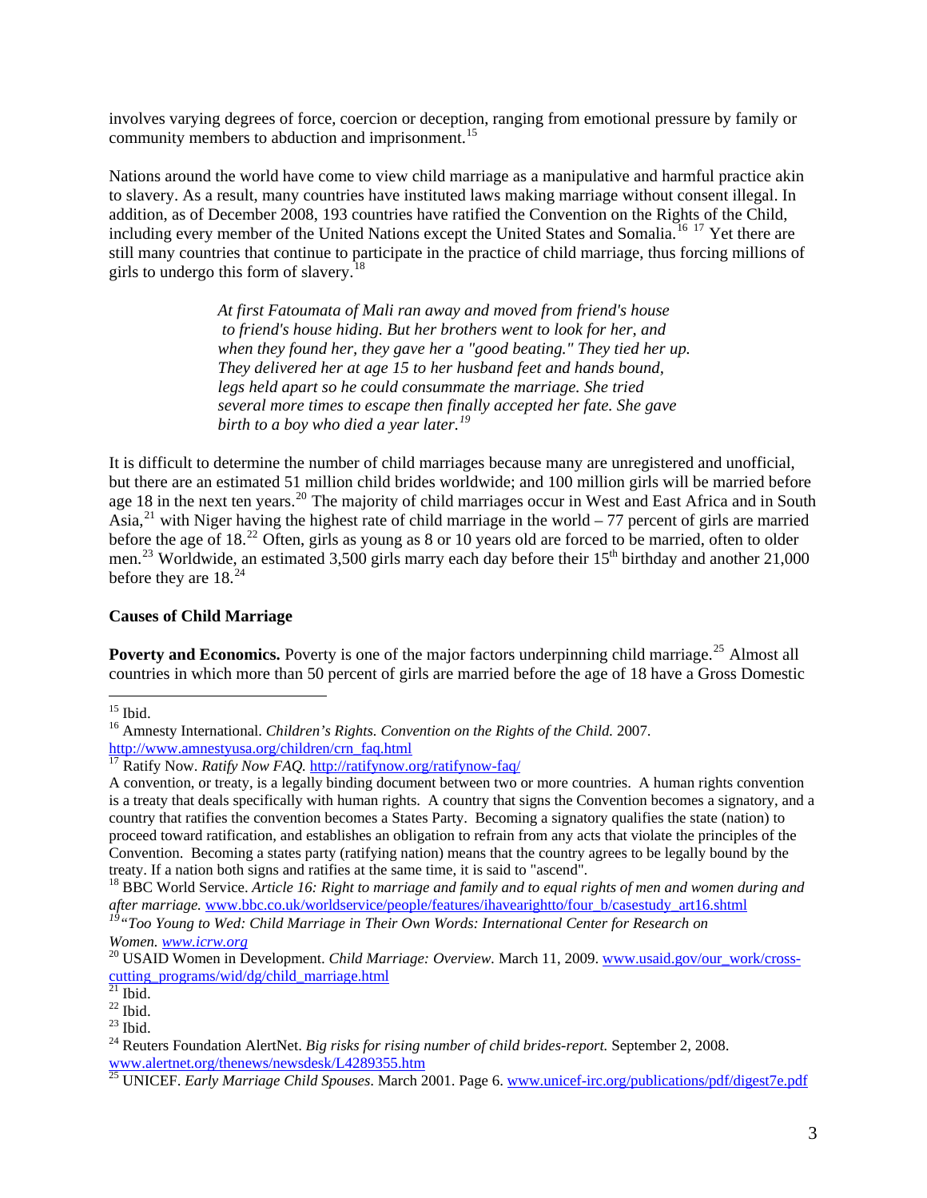involves varying degrees of force, coercion or deception, ranging from emotional pressure by family or community members to abduction and imprisonment.[15]

Nations around the world have come to view child marriage as a manipulative and harmful practice akin to slavery. As a result, many countries have instituted laws making marriage without consent illegal. In addition, as of December 2008, 193 countries have ratified the Convention on the Rights of the Child, including every member of the United Nations except the United States and Somalia.[16] [17] Yet there are still many countries that continue to participate in the practice of child marriage, thus forcing millions of girls to undergo this form of slavery.[18]

> *At first Fatoumata of Mali ran away and moved from friend's house to friend's house hiding. But her brothers went to look for her, and when they found her, they gave her a "good beating." They tied her up. They delivered her at age 15 to her husband feet and hands bound, legs held apart so he could consummate the marriage. She tried several more times to escape then finally accepted her fate. She gave birth to a boy who died a year later.*[19]

It is difficult to determine the number of child marriages because many are unregistered and unofficial, but there are an estimated 51 million child brides worldwide; and 100 million girls will be married before age 18 in the next ten years.[20] The majority of child marriages occur in West and East Africa and in South Asia,[21] with Niger having the highest rate of child marriage in the world – 77 percent of girls are married before the age of 18.[22] Often, girls as young as 8 or 10 years old are forced to be married, often to older men.[23] Worldwide, an estimated 3,500 girls marry each day before their 15th birthday and another 21,000 before they are 18.[24]

**Causes of Child Marriage**

**Poverty and Economics.** Poverty is one of the major factors underpinning child marriage.[25] Almost all countries in which more than 50 percent of girls are married before the age of 18 have a Gross Domestic

---

[15] Ibid.

[16] Amnesty International. *Children's Rights. Convention on the Rights of the Child.* 2007. http://www.amnestyusa.org/children/crn_faq.html

[17] Ratify Now. *Ratify Now FAQ.* http://ratifynow.org/ratifynow-faq/

A convention, or treaty, is a legally binding document between two or more countries. A human rights convention is a treaty that deals specifically with human rights. A country that signs the Convention becomes a signatory, and a country that ratifies the convention becomes a States Party. Becoming a signatory qualifies the state (nation) to proceed toward ratification, and establishes an obligation to refrain from any acts that violate the principles of the Convention. Becoming a states party (ratifying nation) means that the country agrees to be legally bound by the treaty. If a nation both signs and ratifies at the same time, it is said to "ascend".

[18] BBC World Service. *Article 16: Right to marriage and family and to equal rights of men and women during and after marriage.* www.bbc.co.uk/worldservice/people/features/ihavearightto/four_b/casestudy_art16.shtml

[19] *"Too Young to Wed: Child Marriage in Their Own Words: International Center for Research on Women.* *www.icrw.org*

[20] USAID Women in Development. *Child Marriage: Overview.* March 11, 2009. www.usaid.gov/our_work/cross-cutting_programs/wid/dg/child_marriage.html

[21] Ibid.

[22] Ibid.

[23] Ibid.

[24] Reuters Foundation AlertNet. *Big risks for rising number of child brides-report.* September 2, 2008. www.alertnet.org/thenews/newsdesk/L4289355.htm

[25] UNICEF. *Early Marriage Child Spouses*. March 2001. Page 6. www.unicef-irc.org/publications/pdf/digest7e.pdf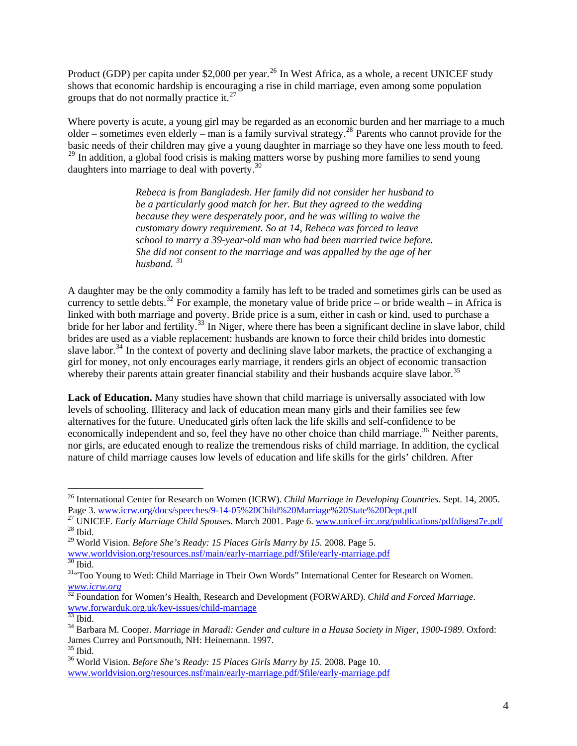Product (GDP) per capita under $2,000 per year.[26] In West Africa, as a whole, a recent UNICEF study shows that economic hardship is encouraging a rise in child marriage, even among some population groups that do not normally practice it.[27]

Where poverty is acute, a young girl may be regarded as an economic burden and her marriage to a much older – sometimes even elderly – man is a family survival strategy.[28] Parents who cannot provide for the basic needs of their children may give a young daughter in marriage so they have one less mouth to feed.[29] In addition, a global food crisis is making matters worse by pushing more families to send young daughters into marriage to deal with poverty.[30]

> *Rebeca is from Bangladesh. Her family did not consider her husband to be a particularly good match for her. But they agreed to the wedding because they were desperately poor, and he was willing to waive the customary dowry requirement. So at 14, Rebeca was forced to leave school to marry a 39-year-old man who had been married twice before. She did not consent to the marriage and was appalled by the age of her husband.* [31]

A daughter may be the only commodity a family has left to be traded and sometimes girls can be used as currency to settle debts.[32] For example, the monetary value of bride price – or bride wealth – in Africa is linked with both marriage and poverty. Bride price is a sum, either in cash or kind, used to purchase a bride for her labor and fertility.[33] In Niger, where there has been a significant decline in slave labor, child brides are used as a viable replacement: husbands are known to force their child brides into domestic slave labor.[34] In the context of poverty and declining slave labor markets, the practice of exchanging a girl for money, not only encourages early marriage, it renders girls an object of economic transaction whereby their parents attain greater financial stability and their husbands acquire slave labor.[35]

**Lack of Education.** Many studies have shown that child marriage is universally associated with low levels of schooling. Illiteracy and lack of education mean many girls and their families see few alternatives for the future. Uneducated girls often lack the life skills and self-confidence to be economically independent and so, feel they have no other choice than child marriage.[36] Neither parents, nor girls, are educated enough to realize the tremendous risks of child marriage. In addition, the cyclical nature of child marriage causes low levels of education and life skills for the girls' children. After

---

[26] International Center for Research on Women (ICRW). *Child Marriage in Developing Countries.* Sept. 14, 2005. Page 3. www.icrw.org/docs/speeches/9-14-05%20Child%20Marriage%20State%20Dept.pdf

[27] UNICEF. *Early Marriage Child Spouses*. March 2001. Page 6. www.unicef-irc.org/publications/pdf/digest7e.pdf

[28] Ibid.

[29] World Vision. *Before She's Ready: 15 Places Girls Marry by 15.* 2008. Page 5. www.worldvision.org/resources.nsf/main/early-marriage.pdf/$file/early-marriage.pdf

[30] Ibid.

[31] "Too Young to Wed: Child Marriage in Their Own Words" International Center for Research on Women. *www.icrw.org*

[32] Foundation for Women's Health, Research and Development (FORWARD). *Child and Forced Marriage*. www.forwarduk.org.uk/key-issues/child-marriage

[33] Ibid.

[34] Barbara M. Cooper. *Marriage in Maradi: Gender and culture in a Hausa Society in Niger, 1900-1989.* Oxford: James Currey and Portsmouth, NH: Heinemann. 1997.

[35] Ibid.

[36] World Vision. *Before She's Ready: 15 Places Girls Marry by 15.* 2008. Page 10. www.worldvision.org/resources.nsf/main/early-marriage.pdf/$file/early-marriage.pdf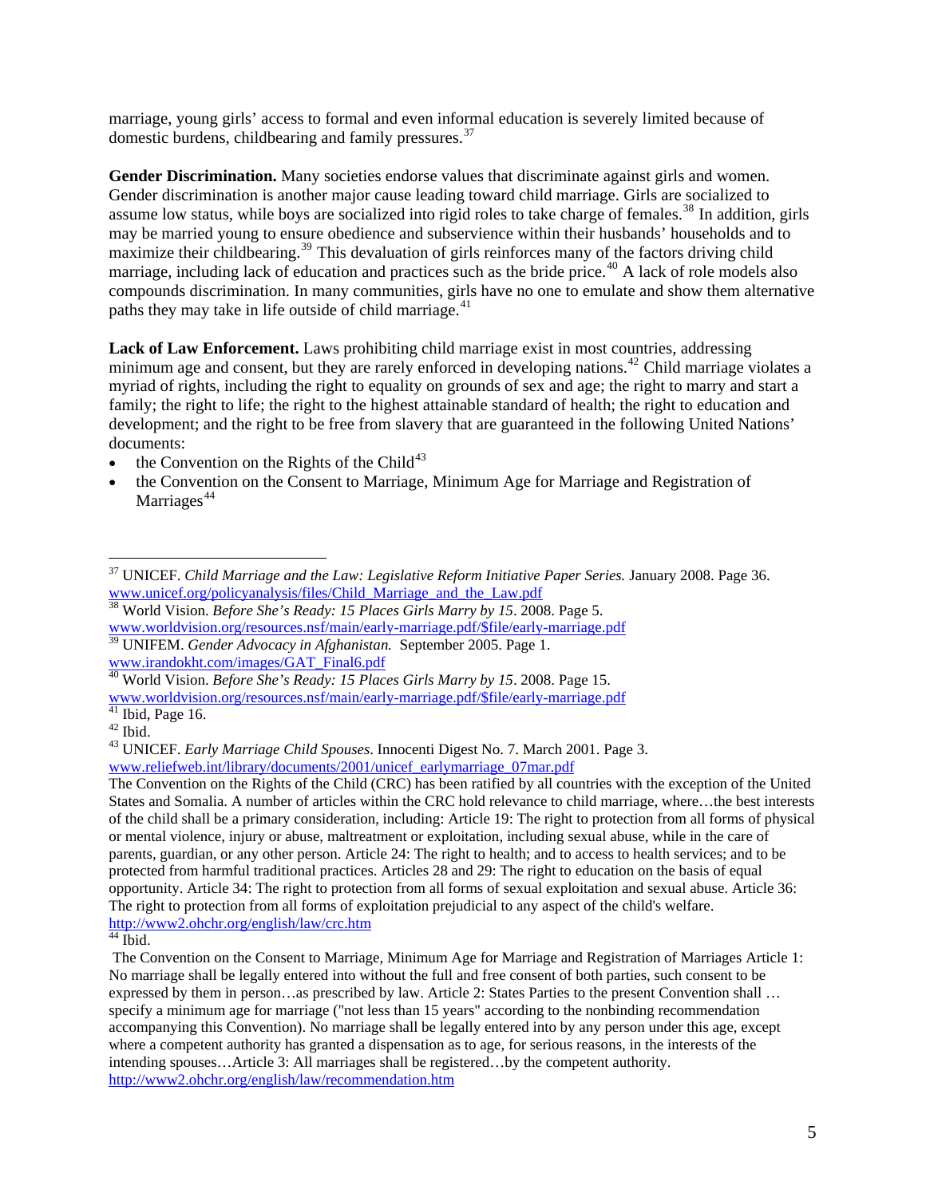marriage, young girls' access to formal and even informal education is severely limited because of domestic burdens, childbearing and family pressures.[37]

**Gender Discrimination.** Many societies endorse values that discriminate against girls and women. Gender discrimination is another major cause leading toward child marriage. Girls are socialized to assume low status, while boys are socialized into rigid roles to take charge of females.[38] In addition, girls may be married young to ensure obedience and subservience within their husbands' households and to maximize their childbearing.[39] This devaluation of girls reinforces many of the factors driving child marriage, including lack of education and practices such as the bride price.[40] A lack of role models also compounds discrimination. In many communities, girls have no one to emulate and show them alternative paths they may take in life outside of child marriage.[41]

**Lack of Law Enforcement.** Laws prohibiting child marriage exist in most countries, addressing minimum age and consent, but they are rarely enforced in developing nations.[42] Child marriage violates a myriad of rights, including the right to equality on grounds of sex and age; the right to marry and start a family; the right to life; the right to the highest attainable standard of health; the right to education and development; and the right to be free from slavery that are guaranteed in the following United Nations' documents:

- the Convention on the Rights of the Child[43]
- the Convention on the Consent to Marriage, Minimum Age for Marriage and Registration of Marriages[44]

---

[37] UNICEF. *Child Marriage and the Law: Legislative Reform Initiative Paper Series.* January 2008. Page 36. www.unicef.org/policyanalysis/files/Child_Marriage_and_the_Law.pdf

[38] World Vision. *Before She's Ready: 15 Places Girls Marry by 15*. 2008. Page 5. www.worldvision.org/resources.nsf/main/early-marriage.pdf/$file/early-marriage.pdf

[39] UNIFEM. *Gender Advocacy in Afghanistan.* September 2005. Page 1. www.irandokht.com/images/GAT_Final6.pdf

[40] World Vision. *Before She's Ready: 15 Places Girls Marry by 15*. 2008. Page 15. www.worldvision.org/resources.nsf/main/early-marriage.pdf/$file/early-marriage.pdf

[41] Ibid, Page 16.

[42] Ibid.

[43] UNICEF. *Early Marriage Child Spouses*. Innocenti Digest No. 7. March 2001. Page 3. www.reliefweb.int/library/documents/2001/unicef_earlymarriage_07mar.pdf
The Convention on the Rights of the Child (CRC) has been ratified by all countries with the exception of the United States and Somalia. A number of articles within the CRC hold relevance to child marriage, where…the best interests of the child shall be a primary consideration, including: Article 19: The right to protection from all forms of physical or mental violence, injury or abuse, maltreatment or exploitation, including sexual abuse, while in the care of parents, guardian, or any other person. Article 24: The right to health; and to access to health services; and to be protected from harmful traditional practices. Articles 28 and 29: The right to education on the basis of equal opportunity. Article 34: The right to protection from all forms of sexual exploitation and sexual abuse. Article 36: The right to protection from all forms of exploitation prejudicial to any aspect of the child's welfare. http://www2.ohchr.org/english/law/crc.htm

[44] Ibid.
The Convention on the Consent to Marriage, Minimum Age for Marriage and Registration of Marriages Article 1: No marriage shall be legally entered into without the full and free consent of both parties, such consent to be expressed by them in person…as prescribed by law. Article 2: States Parties to the present Convention shall … specify a minimum age for marriage ("not less than 15 years" according to the nonbinding recommendation accompanying this Convention). No marriage shall be legally entered into by any person under this age, except where a competent authority has granted a dispensation as to age, for serious reasons, in the interests of the intending spouses…Article 3: All marriages shall be registered…by the competent authority. http://www2.ohchr.org/english/law/recommendation.htm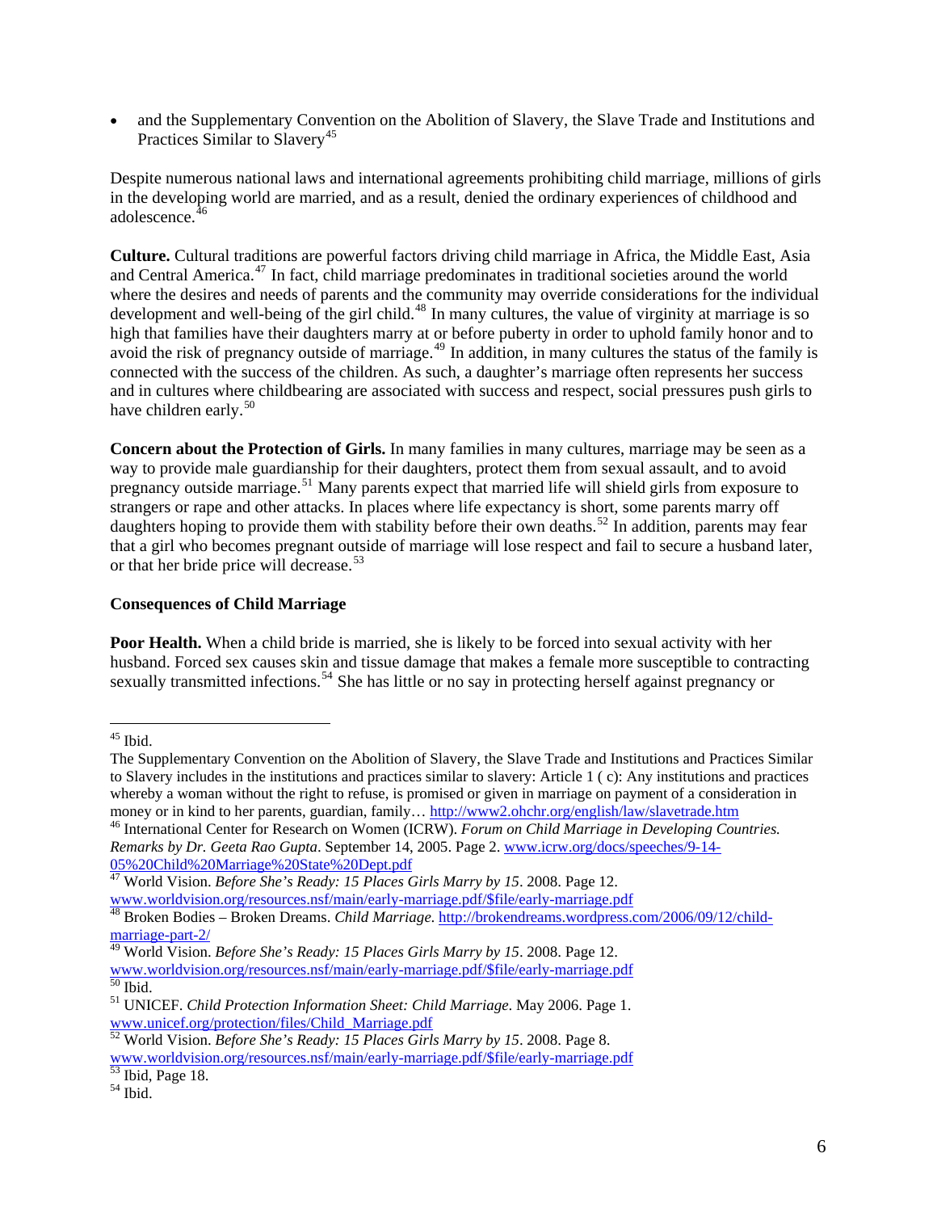- and the Supplementary Convention on the Abolition of Slavery, the Slave Trade and Institutions and Practices Similar to Slavery[45]

Despite numerous national laws and international agreements prohibiting child marriage, millions of girls in the developing world are married, and as a result, denied the ordinary experiences of childhood and adolescence.[46]

**Culture.** Cultural traditions are powerful factors driving child marriage in Africa, the Middle East, Asia and Central America.[47] In fact, child marriage predominates in traditional societies around the world where the desires and needs of parents and the community may override considerations for the individual development and well-being of the girl child.[48] In many cultures, the value of virginity at marriage is so high that families have their daughters marry at or before puberty in order to uphold family honor and to avoid the risk of pregnancy outside of marriage.[49] In addition, in many cultures the status of the family is connected with the success of the children. As such, a daughter's marriage often represents her success and in cultures where childbearing are associated with success and respect, social pressures push girls to have children early.[50]

**Concern about the Protection of Girls.** In many families in many cultures, marriage may be seen as a way to provide male guardianship for their daughters, protect them from sexual assault, and to avoid pregnancy outside marriage.[51] Many parents expect that married life will shield girls from exposure to strangers or rape and other attacks. In places where life expectancy is short, some parents marry off daughters hoping to provide them with stability before their own deaths.[52] In addition, parents may fear that a girl who becomes pregnant outside of marriage will lose respect and fail to secure a husband later, or that her bride price will decrease.[53]

**Consequences of Child Marriage**

**Poor Health.** When a child bride is married, she is likely to be forced into sexual activity with her husband. Forced sex causes skin and tissue damage that makes a female more susceptible to contracting sexually transmitted infections.[54] She has little or no say in protecting herself against pregnancy or

---

[45] Ibid.
The Supplementary Convention on the Abolition of Slavery, the Slave Trade and Institutions and Practices Similar to Slavery includes in the institutions and practices similar to slavery: Article 1 ( c): Any institutions and practices whereby a woman without the right to refuse, is promised or given in marriage on payment of a consideration in money or in kind to her parents, guardian, family… http://www2.ohchr.org/english/law/slavetrade.htm

[46] International Center for Research on Women (ICRW). *Forum on Child Marriage in Developing Countries. Remarks by Dr. Geeta Rao Gupta*. September 14, 2005. Page 2. www.icrw.org/docs/speeches/9-14-05%20Child%20Marriage%20State%20Dept.pdf

[47] World Vision. *Before She's Ready: 15 Places Girls Marry by 15*. 2008. Page 12. www.worldvision.org/resources.nsf/main/early-marriage.pdf/$file/early-marriage.pdf

[48] Broken Bodies – Broken Dreams. *Child Marriage*. http://brokendreams.wordpress.com/2006/09/12/child-marriage-part-2/

[49] World Vision. *Before She's Ready: 15 Places Girls Marry by 15*. 2008. Page 12. www.worldvision.org/resources.nsf/main/early-marriage.pdf/$file/early-marriage.pdf

[50] Ibid.

[51] UNICEF. *Child Protection Information Sheet: Child Marriage*. May 2006. Page 1. www.unicef.org/protection/files/Child_Marriage.pdf

[52] World Vision. *Before She's Ready: 15 Places Girls Marry by 15*. 2008. Page 8. www.worldvision.org/resources.nsf/main/early-marriage.pdf/$file/early-marriage.pdf

[53] Ibid, Page 18.

[54] Ibid.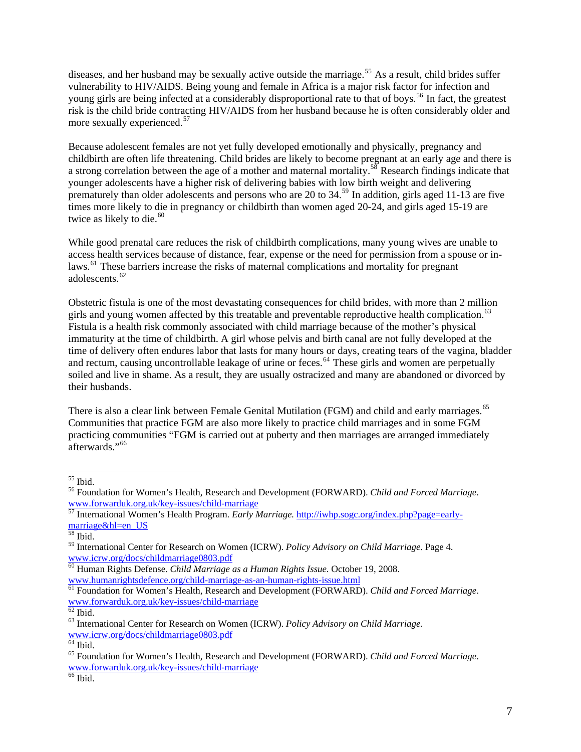diseases, and her husband may be sexually active outside the marriage.[55] As a result, child brides suffer vulnerability to HIV/AIDS. Being young and female in Africa is a major risk factor for infection and young girls are being infected at a considerably disproportional rate to that of boys.[56] In fact, the greatest risk is the child bride contracting HIV/AIDS from her husband because he is often considerably older and more sexually experienced.[57]

Because adolescent females are not yet fully developed emotionally and physically, pregnancy and childbirth are often life threatening. Child brides are likely to become pregnant at an early age and there is a strong correlation between the age of a mother and maternal mortality.[58] Research findings indicate that younger adolescents have a higher risk of delivering babies with low birth weight and delivering prematurely than older adolescents and persons who are 20 to 34.[59] In addition, girls aged 11-13 are five times more likely to die in pregnancy or childbirth than women aged 20-24, and girls aged 15-19 are twice as likely to die.[60]

While good prenatal care reduces the risk of childbirth complications, many young wives are unable to access health services because of distance, fear, expense or the need for permission from a spouse or in-laws.[61] These barriers increase the risks of maternal complications and mortality for pregnant adolescents.[62]

Obstetric fistula is one of the most devastating consequences for child brides, with more than 2 million girls and young women affected by this treatable and preventable reproductive health complication.[63] Fistula is a health risk commonly associated with child marriage because of the mother's physical immaturity at the time of childbirth. A girl whose pelvis and birth canal are not fully developed at the time of delivery often endures labor that lasts for many hours or days, creating tears of the vagina, bladder and rectum, causing uncontrollable leakage of urine or feces.[64] These girls and women are perpetually soiled and live in shame. As a result, they are usually ostracized and many are abandoned or divorced by their husbands.

There is also a clear link between Female Genital Mutilation (FGM) and child and early marriages.[65] Communities that practice FGM are also more likely to practice child marriages and in some FGM practicing communities "FGM is carried out at puberty and then marriages are arranged immediately afterwards."[66]

---

[55] Ibid.

[56] Foundation for Women's Health, Research and Development (FORWARD). *Child and Forced Marriage*. www.forwarduk.org.uk/key-issues/child-marriage

[57] International Women's Health Program. *Early Marriage.* http://iwhp.sogc.org/index.php?page=early-marriage&hl=en_US

[58] Ibid.

[59] International Center for Research on Women (ICRW). *Policy Advisory on Child Marriage.* Page 4. www.icrw.org/docs/childmarriage0803.pdf

[60] Human Rights Defense. *Child Marriage as a Human Rights Issue.* October 19, 2008. www.humanrightsdefence.org/child-marriage-as-an-human-rights-issue.html

[61] Foundation for Women's Health, Research and Development (FORWARD). *Child and Forced Marriage*. www.forwarduk.org.uk/key-issues/child-marriage

[62] Ibid.

[63] International Center for Research on Women (ICRW). *Policy Advisory on Child Marriage.* www.icrw.org/docs/childmarriage0803.pdf

[64] Ibid.

[65] Foundation for Women's Health, Research and Development (FORWARD). *Child and Forced Marriage*. www.forwarduk.org.uk/key-issues/child-marriage

[66] Ibid.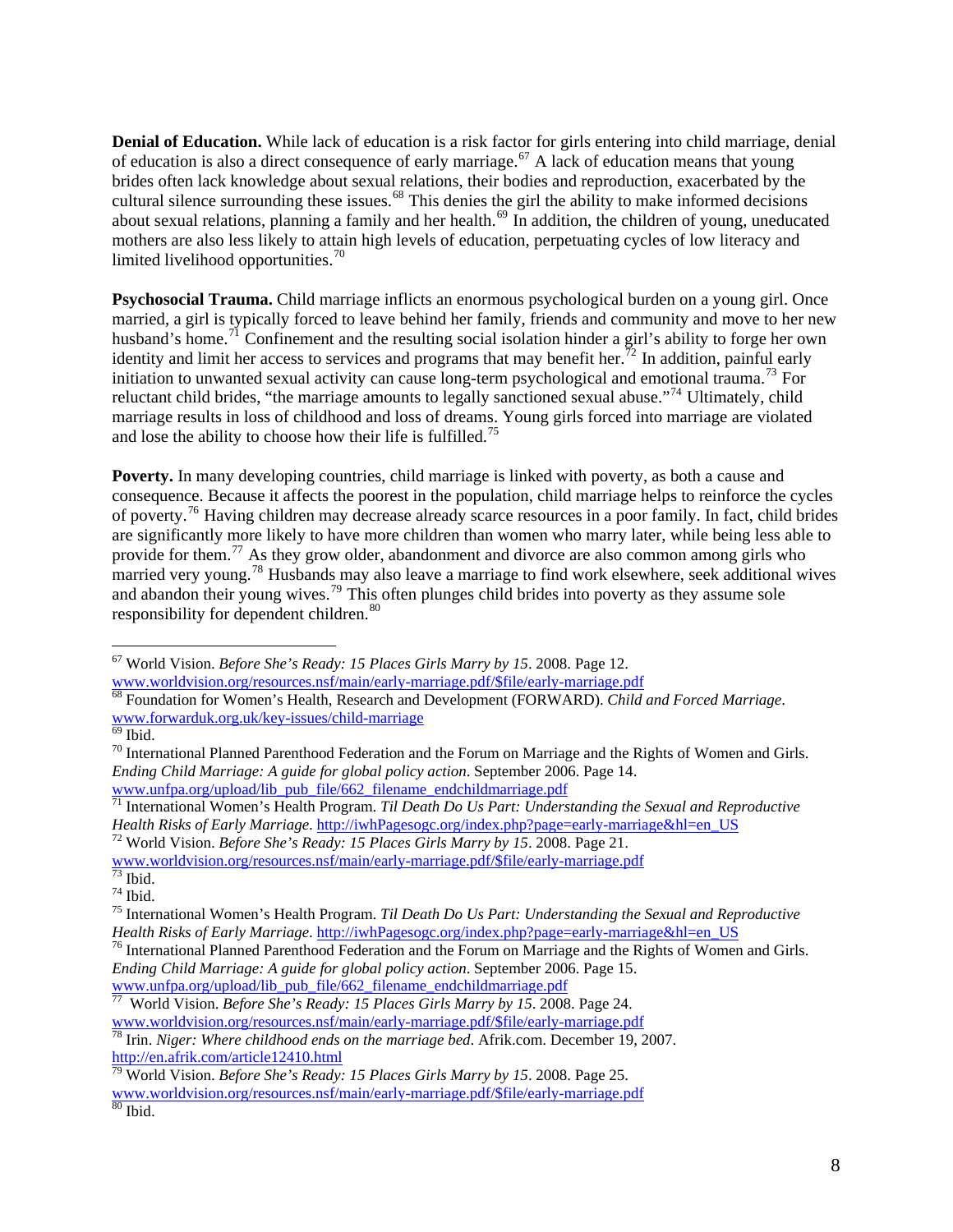**Denial of Education.** While lack of education is a risk factor for girls entering into child marriage, denial of education is also a direct consequence of early marriage.[67] A lack of education means that young brides often lack knowledge about sexual relations, their bodies and reproduction, exacerbated by the cultural silence surrounding these issues.[68] This denies the girl the ability to make informed decisions about sexual relations, planning a family and her health.[69] In addition, the children of young, uneducated mothers are also less likely to attain high levels of education, perpetuating cycles of low literacy and limited livelihood opportunities.[70]

**Psychosocial Trauma.** Child marriage inflicts an enormous psychological burden on a young girl. Once married, a girl is typically forced to leave behind her family, friends and community and move to her new husband's home.[71] Confinement and the resulting social isolation hinder a girl's ability to forge her own identity and limit her access to services and programs that may benefit her.[72] In addition, painful early initiation to unwanted sexual activity can cause long-term psychological and emotional trauma.[73] For reluctant child brides, "the marriage amounts to legally sanctioned sexual abuse."[74] Ultimately, child marriage results in loss of childhood and loss of dreams. Young girls forced into marriage are violated and lose the ability to choose how their life is fulfilled.[75]

**Poverty.** In many developing countries, child marriage is linked with poverty, as both a cause and consequence. Because it affects the poorest in the population, child marriage helps to reinforce the cycles of poverty.[76] Having children may decrease already scarce resources in a poor family. In fact, child brides are significantly more likely to have more children than women who marry later, while being less able to provide for them.[77] As they grow older, abandonment and divorce are also common among girls who married very young.[78] Husbands may also leave a marriage to find work elsewhere, seek additional wives and abandon their young wives.[79] This often plunges child brides into poverty as they assume sole responsibility for dependent children.[80]

---

[67] World Vision. *Before She's Ready: 15 Places Girls Marry by 15*. 2008. Page 12. www.worldvision.org/resources.nsf/main/early-marriage.pdf/$file/early-marriage.pdf

[68] Foundation for Women's Health, Research and Development (FORWARD). *Child and Forced Marriage*. www.forwarduk.org.uk/key-issues/child-marriage

[69] Ibid.

[70] International Planned Parenthood Federation and the Forum on Marriage and the Rights of Women and Girls. *Ending Child Marriage: A guide for global policy action*. September 2006. Page 14. www.unfpa.org/upload/lib_pub_file/662_filename_endchildmarriage.pdf

[71] International Women's Health Program. *Til Death Do Us Part: Understanding the Sexual and Reproductive Health Risks of Early Marriage*. http://iwhPagesogc.org/index.php?page=early-marriage&hl=en_US

[72] World Vision. *Before She's Ready: 15 Places Girls Marry by 15*. 2008. Page 21. www.worldvision.org/resources.nsf/main/early-marriage.pdf/$file/early-marriage.pdf

[73] Ibid.

[74] Ibid.

[75] International Women's Health Program. *Til Death Do Us Part: Understanding the Sexual and Reproductive Health Risks of Early Marriage*. http://iwhPagesogc.org/index.php?page=early-marriage&hl=en_US

[76] International Planned Parenthood Federation and the Forum on Marriage and the Rights of Women and Girls. *Ending Child Marriage: A guide for global policy action*. September 2006. Page 15. www.unfpa.org/upload/lib_pub_file/662_filename_endchildmarriage.pdf

[77] World Vision. *Before She's Ready: 15 Places Girls Marry by 15*. 2008. Page 24. www.worldvision.org/resources.nsf/main/early-marriage.pdf/$file/early-marriage.pdf

[78] Irin. *Niger: Where childhood ends on the marriage bed*. Afrik.com. December 19, 2007. http://en.afrik.com/article12410.html

[79] World Vision. *Before She's Ready: 15 Places Girls Marry by 15*. 2008. Page 25. www.worldvision.org/resources.nsf/main/early-marriage.pdf/$file/early-marriage.pdf

[80] Ibid.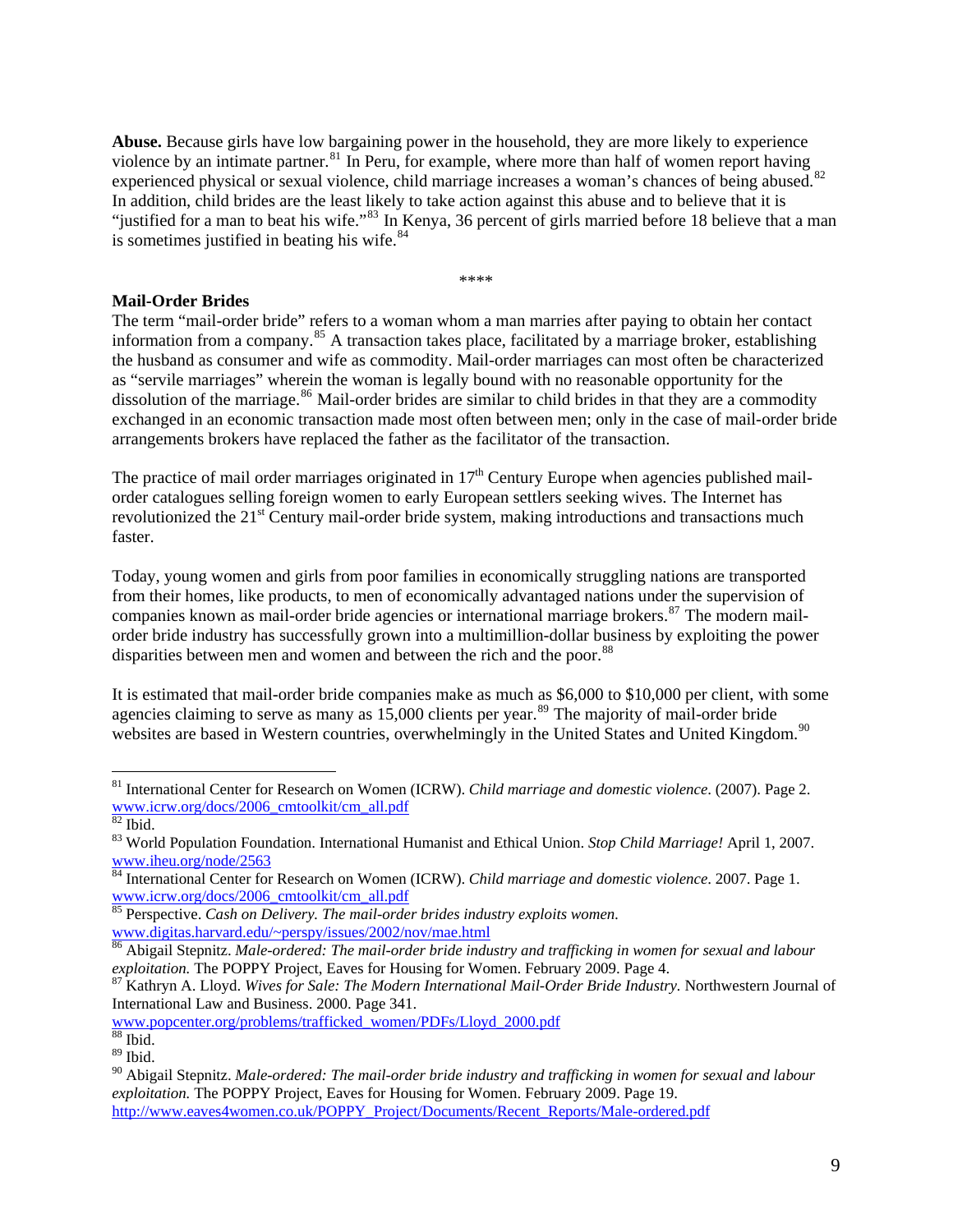**Abuse.** Because girls have low bargaining power in the household, they are more likely to experience violence by an intimate partner.[81] In Peru, for example, where more than half of women report having experienced physical or sexual violence, child marriage increases a woman's chances of being abused.[82] In addition, child brides are the least likely to take action against this abuse and to believe that it is "justified for a man to beat his wife."[83] In Kenya, 36 percent of girls married before 18 believe that a man is sometimes justified in beating his wife.[84]

****

**Mail-Order Brides**

The term "mail-order bride" refers to a woman whom a man marries after paying to obtain her contact information from a company.[85] A transaction takes place, facilitated by a marriage broker, establishing the husband as consumer and wife as commodity. Mail-order marriages can most often be characterized as "servile marriages" wherein the woman is legally bound with no reasonable opportunity for the dissolution of the marriage.[86] Mail-order brides are similar to child brides in that they are a commodity exchanged in an economic transaction made most often between men; only in the case of mail-order bride arrangements brokers have replaced the father as the facilitator of the transaction.

The practice of mail order marriages originated in 17th Century Europe when agencies published mail-order catalogues selling foreign women to early European settlers seeking wives. The Internet has revolutionized the 21st Century mail-order bride system, making introductions and transactions much faster.

Today, young women and girls from poor families in economically struggling nations are transported from their homes, like products, to men of economically advantaged nations under the supervision of companies known as mail-order bride agencies or international marriage brokers.[87] The modern mail-order bride industry has successfully grown into a multimillion-dollar business by exploiting the power disparities between men and women and between the rich and the poor.[88]

It is estimated that mail-order bride companies make as much as $6,000 to $10,000 per client, with some agencies claiming to serve as many as 15,000 clients per year.[89] The majority of mail-order bride websites are based in Western countries, overwhelmingly in the United States and United Kingdom.[90]

---

[81] International Center for Research on Women (ICRW). *Child marriage and domestic violence*. (2007). Page 2. www.icrw.org/docs/2006_cmtoolkit/cm_all.pdf

[82] Ibid.

[83] World Population Foundation. International Humanist and Ethical Union. *Stop Child Marriage!* April 1, 2007. www.iheu.org/node/2563

[84] International Center for Research on Women (ICRW). *Child marriage and domestic violence*. 2007. Page 1. www.icrw.org/docs/2006_cmtoolkit/cm_all.pdf

[85] Perspective. *Cash on Delivery. The mail-order brides industry exploits women.* www.digitas.harvard.edu/~perspy/issues/2002/nov/mae.html

[86] Abigail Stepnitz. *Male-ordered: The mail-order bride industry and trafficking in women for sexual and labour exploitation.* The POPPY Project, Eaves for Housing for Women. February 2009. Page 4.

[87] Kathryn A. Lloyd. *Wives for Sale: The Modern International Mail-Order Bride Industry.* Northwestern Journal of International Law and Business. 2000. Page 341. www.popcenter.org/problems/trafficked_women/PDFs/Lloyd_2000.pdf

[88] Ibid.

[89] Ibid.

[90] Abigail Stepnitz. *Male-ordered: The mail-order bride industry and trafficking in women for sexual and labour exploitation.* The POPPY Project, Eaves for Housing for Women. February 2009. Page 19. http://www.eaves4women.co.uk/POPPY_Project/Documents/Recent_Reports/Male-ordered.pdf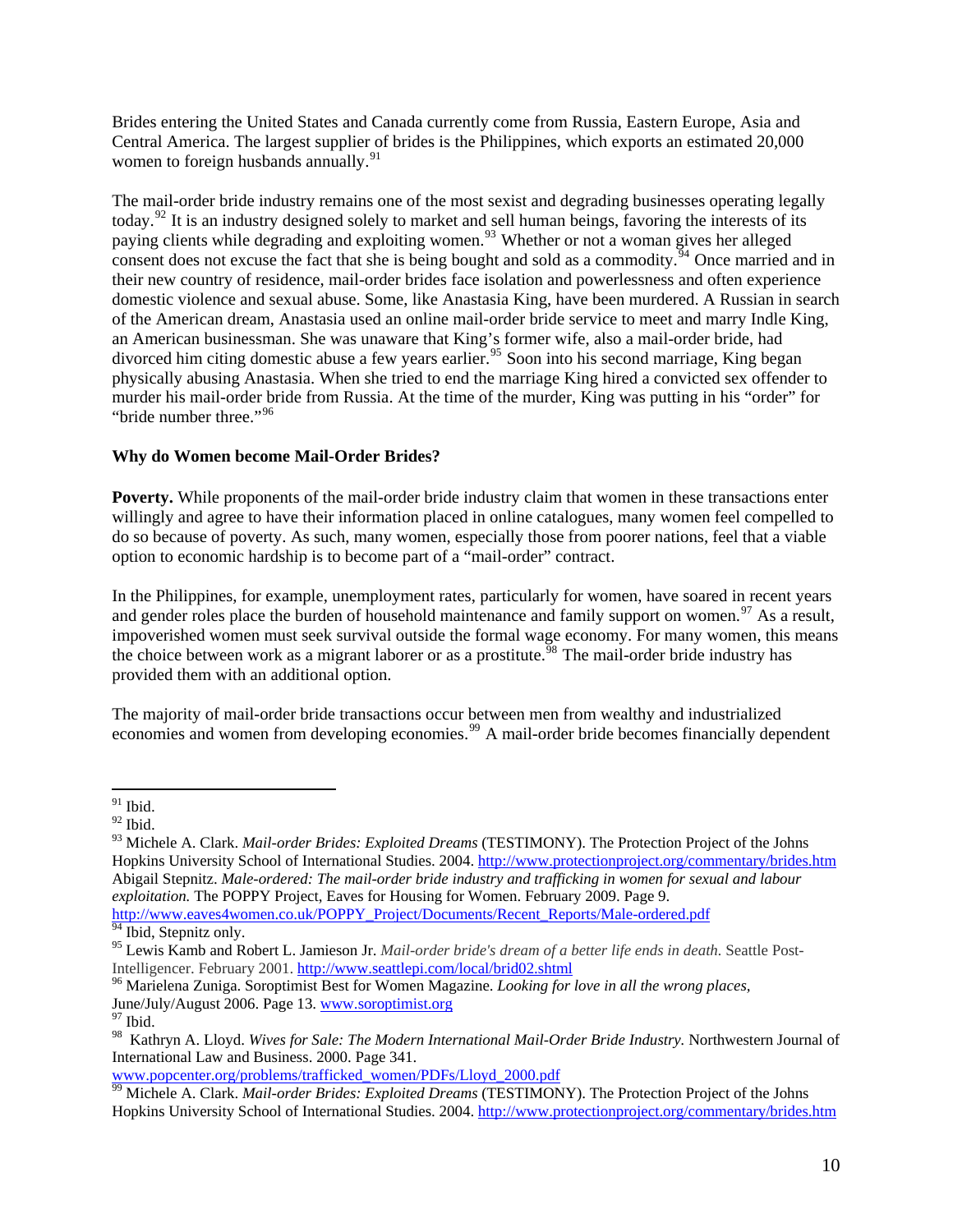Brides entering the United States and Canada currently come from Russia, Eastern Europe, Asia and Central America. The largest supplier of brides is the Philippines, which exports an estimated 20,000 women to foreign husbands annually.[91]

The mail-order bride industry remains one of the most sexist and degrading businesses operating legally today.[92] It is an industry designed solely to market and sell human beings, favoring the interests of its paying clients while degrading and exploiting women.[93] Whether or not a woman gives her alleged consent does not excuse the fact that she is being bought and sold as a commodity.[94] Once married and in their new country of residence, mail-order brides face isolation and powerlessness and often experience domestic violence and sexual abuse. Some, like Anastasia King, have been murdered. A Russian in search of the American dream, Anastasia used an online mail-order bride service to meet and marry Indle King, an American businessman. She was unaware that King's former wife, also a mail-order bride, had divorced him citing domestic abuse a few years earlier.[95] Soon into his second marriage, King began physically abusing Anastasia. When she tried to end the marriage King hired a convicted sex offender to murder his mail-order bride from Russia. At the time of the murder, King was putting in his "order" for "bride number three."[96]

**Why do Women become Mail-Order Brides?**

**Poverty.** While proponents of the mail-order bride industry claim that women in these transactions enter willingly and agree to have their information placed in online catalogues, many women feel compelled to do so because of poverty. As such, many women, especially those from poorer nations, feel that a viable option to economic hardship is to become part of a "mail-order" contract.

In the Philippines, for example, unemployment rates, particularly for women, have soared in recent years and gender roles place the burden of household maintenance and family support on women.[97] As a result, impoverished women must seek survival outside the formal wage economy. For many women, this means the choice between work as a migrant laborer or as a prostitute.[98] The mail-order bride industry has provided them with an additional option.

The majority of mail-order bride transactions occur between men from wealthy and industrialized economies and women from developing economies.[99] A mail-order bride becomes financially dependent

---

[91] Ibid.

[92] Ibid.

[93] Michele A. Clark. *Mail-order Brides: Exploited Dreams* (TESTIMONY). The Protection Project of the Johns Hopkins University School of International Studies. 2004. http://www.protectionproject.org/commentary/brides.htm Abigail Stepnitz. *Male-ordered: The mail-order bride industry and trafficking in women for sexual and labour exploitation.* The POPPY Project, Eaves for Housing for Women. February 2009. Page 9. http://www.eaves4women.co.uk/POPPY_Project/Documents/Recent_Reports/Male-ordered.pdf

[94] Ibid, Stepnitz only.

[95] Lewis Kamb and Robert L. Jamieson Jr. *Mail-order bride's dream of a better life ends in death.* Seattle Post-Intelligencer. February 2001. http://www.seattlepi.com/local/brid02.shtml

[96] Marielena Zuniga. Soroptimist Best for Women Magazine. *Looking for love in all the wrong places*, June/July/August 2006. Page 13. www.soroptimist.org

[97] Ibid.

[98] Kathryn A. Lloyd. *Wives for Sale: The Modern International Mail-Order Bride Industry.* Northwestern Journal of International Law and Business. 2000. Page 341. www.popcenter.org/problems/trafficked_women/PDFs/Lloyd_2000.pdf

[99] Michele A. Clark. *Mail-order Brides: Exploited Dreams* (TESTIMONY). The Protection Project of the Johns Hopkins University School of International Studies. 2004. http://www.protectionproject.org/commentary/brides.htm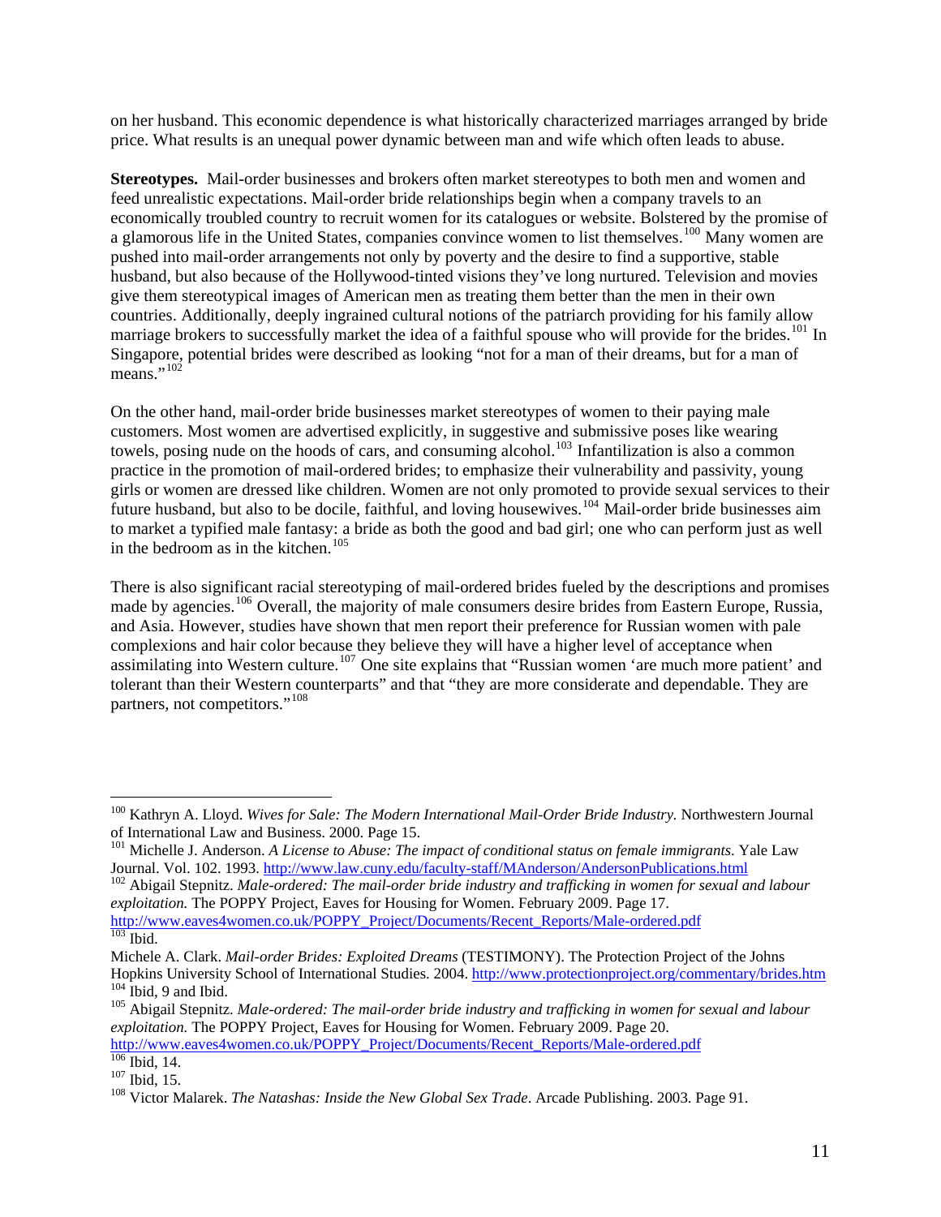on her husband. This economic dependence is what historically characterized marriages arranged by bride price. What results is an unequal power dynamic between man and wife which often leads to abuse.

**Stereotypes.** Mail-order businesses and brokers often market stereotypes to both men and women and feed unrealistic expectations. Mail-order bride relationships begin when a company travels to an economically troubled country to recruit women for its catalogues or website. Bolstered by the promise of a glamorous life in the United States, companies convince women to list themselves.[100] Many women are pushed into mail-order arrangements not only by poverty and the desire to find a supportive, stable husband, but also because of the Hollywood-tinted visions they've long nurtured. Television and movies give them stereotypical images of American men as treating them better than the men in their own countries. Additionally, deeply ingrained cultural notions of the patriarch providing for his family allow marriage brokers to successfully market the idea of a faithful spouse who will provide for the brides.[101] In Singapore, potential brides were described as looking "not for a man of their dreams, but for a man of means."[102]

On the other hand, mail-order bride businesses market stereotypes of women to their paying male customers. Most women are advertised explicitly, in suggestive and submissive poses like wearing towels, posing nude on the hoods of cars, and consuming alcohol.[103] Infantilization is also a common practice in the promotion of mail-ordered brides; to emphasize their vulnerability and passivity, young girls or women are dressed like children. Women are not only promoted to provide sexual services to their future husband, but also to be docile, faithful, and loving housewives.[104] Mail-order bride businesses aim to market a typified male fantasy: a bride as both the good and bad girl; one who can perform just as well in the bedroom as in the kitchen.[105]

There is also significant racial stereotyping of mail-ordered brides fueled by the descriptions and promises made by agencies.[106] Overall, the majority of male consumers desire brides from Eastern Europe, Russia, and Asia. However, studies have shown that men report their preference for Russian women with pale complexions and hair color because they believe they will have a higher level of acceptance when assimilating into Western culture.[107] One site explains that "Russian women 'are much more patient' and tolerant than their Western counterparts" and that "they are more considerate and dependable. They are partners, not competitors."[108]

---

[100] Kathryn A. Lloyd. *Wives for Sale: The Modern International Mail-Order Bride Industry.* Northwestern Journal of International Law and Business. 2000. Page 15.

[101] Michelle J. Anderson. *A License to Abuse: The impact of conditional status on female immigrants.* Yale Law Journal. Vol. 102. 1993. http://www.law.cuny.edu/faculty-staff/MAnderson/AndersonPublications.html

[102] Abigail Stepnitz. *Male-ordered: The mail-order bride industry and trafficking in women for sexual and labour exploitation.* The POPPY Project, Eaves for Housing for Women. February 2009. Page 17. http://www.eaves4women.co.uk/POPPY_Project/Documents/Recent_Reports/Male-ordered.pdf

[103] Ibid.

Michele A. Clark. *Mail-order Brides: Exploited Dreams* (TESTIMONY). The Protection Project of the Johns Hopkins University School of International Studies. 2004. http://www.protectionproject.org/commentary/brides.htm

[104] Ibid, 9 and Ibid.

[105] Abigail Stepnitz. *Male-ordered: The mail-order bride industry and trafficking in women for sexual and labour exploitation.* The POPPY Project, Eaves for Housing for Women. February 2009. Page 20. http://www.eaves4women.co.uk/POPPY_Project/Documents/Recent_Reports/Male-ordered.pdf

[106] Ibid, 14.

[107] Ibid, 15.

[108] Victor Malarek. *The Natashas: Inside the New Global Sex Trade*. Arcade Publishing. 2003. Page 91.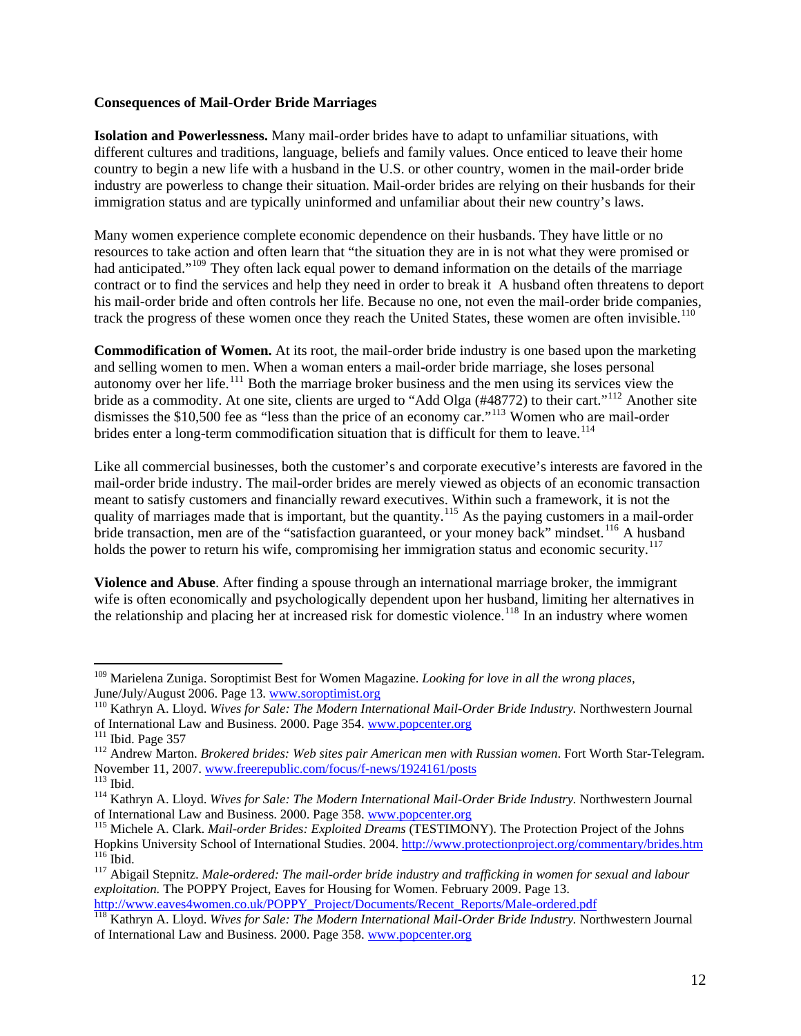**Consequences of Mail-Order Bride Marriages**

**Isolation and Powerlessness.** Many mail-order brides have to adapt to unfamiliar situations, with different cultures and traditions, language, beliefs and family values. Once enticed to leave their home country to begin a new life with a husband in the U.S. or other country, women in the mail-order bride industry are powerless to change their situation. Mail-order brides are relying on their husbands for their immigration status and are typically uninformed and unfamiliar about their new country's laws.

Many women experience complete economic dependence on their husbands. They have little or no resources to take action and often learn that "the situation they are in is not what they were promised or had anticipated."[109] They often lack equal power to demand information on the details of the marriage contract or to find the services and help they need in order to break it A husband often threatens to deport his mail-order bride and often controls her life. Because no one, not even the mail-order bride companies, track the progress of these women once they reach the United States, these women are often invisible.[110]

**Commodification of Women.** At its root, the mail-order bride industry is one based upon the marketing and selling women to men. When a woman enters a mail-order bride marriage, she loses personal autonomy over her life.[111] Both the marriage broker business and the men using its services view the bride as a commodity. At one site, clients are urged to "Add Olga (#48772) to their cart."[112] Another site dismisses the $10,500 fee as "less than the price of an economy car."[113] Women who are mail-order brides enter a long-term commodification situation that is difficult for them to leave.[114]

Like all commercial businesses, both the customer's and corporate executive's interests are favored in the mail-order bride industry. The mail-order brides are merely viewed as objects of an economic transaction meant to satisfy customers and financially reward executives. Within such a framework, it is not the quality of marriages made that is important, but the quantity.[115] As the paying customers in a mail-order bride transaction, men are of the "satisfaction guaranteed, or your money back" mindset.[116] A husband holds the power to return his wife, compromising her immigration status and economic security.[117]

**Violence and Abuse**. After finding a spouse through an international marriage broker, the immigrant wife is often economically and psychologically dependent upon her husband, limiting her alternatives in the relationship and placing her at increased risk for domestic violence.[118] In an industry where women

---

[109] Marielena Zuniga. Soroptimist Best for Women Magazine. *Looking for love in all the wrong places,* June/July/August 2006. Page 13. www.soroptimist.org

[110] Kathryn A. Lloyd. *Wives for Sale: The Modern International Mail-Order Bride Industry.* Northwestern Journal of International Law and Business. 2000. Page 354. www.popcenter.org

[111] Ibid. Page 357

[112] Andrew Marton. *Brokered brides: Web sites pair American men with Russian women*. Fort Worth Star-Telegram. November 11, 2007. www.freerepublic.com/focus/f-news/1924161/posts

[113] Ibid.

[114] Kathryn A. Lloyd. *Wives for Sale: The Modern International Mail-Order Bride Industry.* Northwestern Journal of International Law and Business. 2000. Page 358. www.popcenter.org

[115] Michele A. Clark. *Mail-order Brides: Exploited Dreams* (TESTIMONY). The Protection Project of the Johns Hopkins University School of International Studies. 2004. http://www.protectionproject.org/commentary/brides.htm

[116] Ibid.

[117] Abigail Stepnitz. *Male-ordered: The mail-order bride industry and trafficking in women for sexual and labour exploitation.* The POPPY Project, Eaves for Housing for Women. February 2009. Page 13. http://www.eaves4women.co.uk/POPPY_Project/Documents/Recent_Reports/Male-ordered.pdf

[118] Kathryn A. Lloyd. *Wives for Sale: The Modern International Mail-Order Bride Industry.* Northwestern Journal of International Law and Business. 2000. Page 358. www.popcenter.org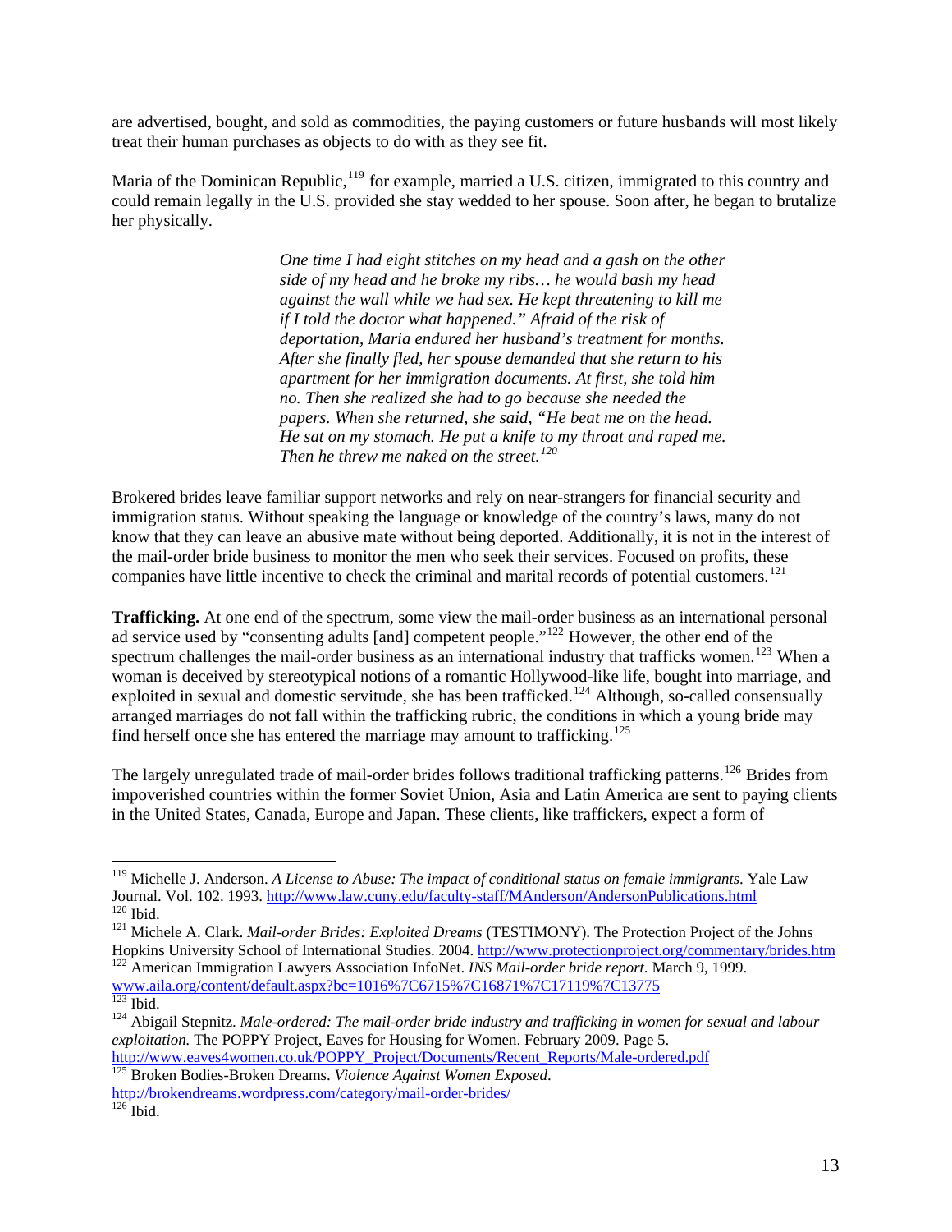are advertised, bought, and sold as commodities, the paying customers or future husbands will most likely treat their human purchases as objects to do with as they see fit.

Maria of the Dominican Republic,[119] for example, married a U.S. citizen, immigrated to this country and could remain legally in the U.S. provided she stay wedded to her spouse. Soon after, he began to brutalize her physically.

> *One time I had eight stitches on my head and a gash on the other side of my head and he broke my ribs… he would bash my head against the wall while we had sex. He kept threatening to kill me if I told the doctor what happened." Afraid of the risk of deportation, Maria endured her husband's treatment for months. After she finally fled, her spouse demanded that she return to his apartment for her immigration documents. At first, she told him no. Then she realized she had to go because she needed the papers. When she returned, she said, "He beat me on the head. He sat on my stomach. He put a knife to my throat and raped me. Then he threw me naked on the street.*[120]

Brokered brides leave familiar support networks and rely on near-strangers for financial security and immigration status. Without speaking the language or knowledge of the country's laws, many do not know that they can leave an abusive mate without being deported. Additionally, it is not in the interest of the mail-order bride business to monitor the men who seek their services. Focused on profits, these companies have little incentive to check the criminal and marital records of potential customers.[121]

**Trafficking.** At one end of the spectrum, some view the mail-order business as an international personal ad service used by "consenting adults [and] competent people."[122] However, the other end of the spectrum challenges the mail-order business as an international industry that trafficks women.[123] When a woman is deceived by stereotypical notions of a romantic Hollywood-like life, bought into marriage, and exploited in sexual and domestic servitude, she has been trafficked.[124] Although, so-called consensually arranged marriages do not fall within the trafficking rubric, the conditions in which a young bride may find herself once she has entered the marriage may amount to trafficking.[125]

The largely unregulated trade of mail-order brides follows traditional trafficking patterns.[126] Brides from impoverished countries within the former Soviet Union, Asia and Latin America are sent to paying clients in the United States, Canada, Europe and Japan. These clients, like traffickers, expect a form of

---

[119] Michelle J. Anderson. *A License to Abuse: The impact of conditional status on female immigrants*. Yale Law Journal. Vol. 102. 1993. http://www.law.cuny.edu/faculty-staff/MAnderson/AndersonPublications.html

[120] Ibid.

[121] Michele A. Clark. *Mail-order Brides: Exploited Dreams* (TESTIMONY). The Protection Project of the Johns Hopkins University School of International Studies. 2004. http://www.protectionproject.org/commentary/brides.htm

[122] American Immigration Lawyers Association InfoNet. *INS Mail-order bride report.* March 9, 1999. www.aila.org/content/default.aspx?bc=1016%7C6715%7C16871%7C17119%7C13775

[123] Ibid.

[124] Abigail Stepnitz. *Male-ordered: The mail-order bride industry and trafficking in women for sexual and labour exploitation.* The POPPY Project, Eaves for Housing for Women. February 2009. Page 5. http://www.eaves4women.co.uk/POPPY_Project/Documents/Recent_Reports/Male-ordered.pdf

[125] Broken Bodies-Broken Dreams. *Violence Against Women Exposed*. http://brokendreams.wordpress.com/category/mail-order-brides/

[126] Ibid.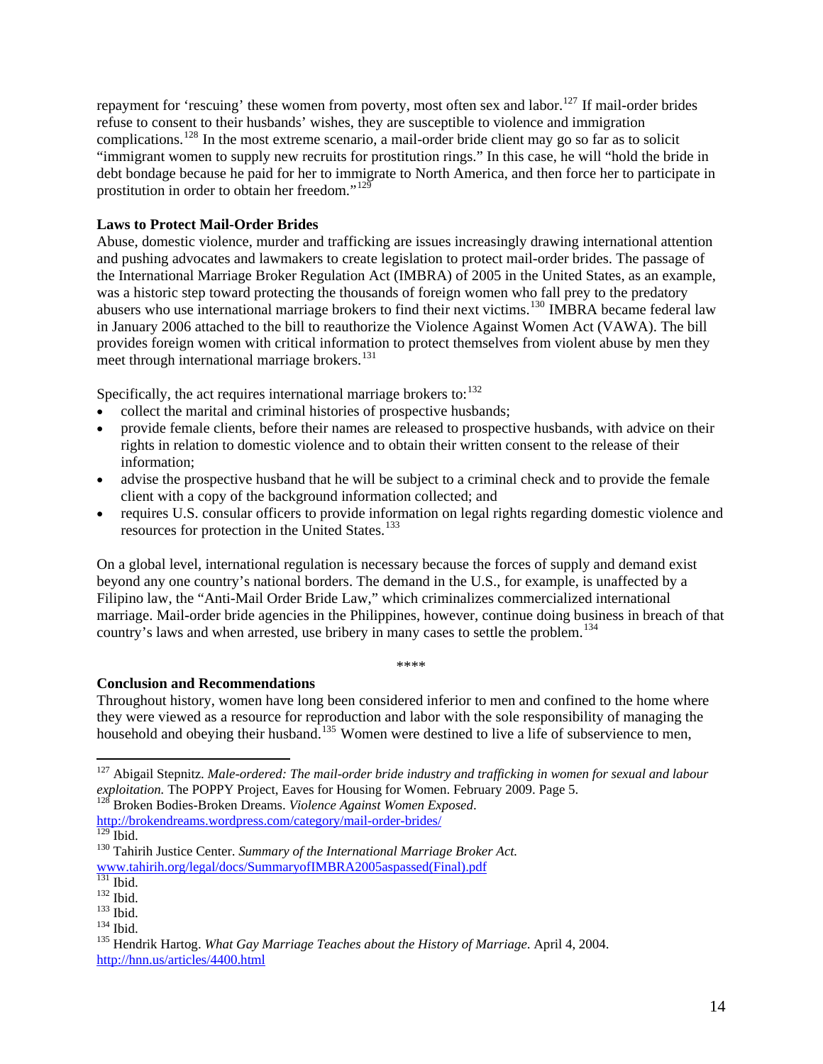repayment for 'rescuing' these women from poverty, most often sex and labor.[127] If mail-order brides refuse to consent to their husbands' wishes, they are susceptible to violence and immigration complications.[128] In the most extreme scenario, a mail-order bride client may go so far as to solicit "immigrant women to supply new recruits for prostitution rings." In this case, he will "hold the bride in debt bondage because he paid for her to immigrate to North America, and then force her to participate in prostitution in order to obtain her freedom."[129]

**Laws to Protect Mail-Order Brides**

Abuse, domestic violence, murder and trafficking are issues increasingly drawing international attention and pushing advocates and lawmakers to create legislation to protect mail-order brides. The passage of the International Marriage Broker Regulation Act (IMBRA) of 2005 in the United States, as an example, was a historic step toward protecting the thousands of foreign women who fall prey to the predatory abusers who use international marriage brokers to find their next victims.[130] IMBRA became federal law in January 2006 attached to the bill to reauthorize the Violence Against Women Act (VAWA). The bill provides foreign women with critical information to protect themselves from violent abuse by men they meet through international marriage brokers.[131]

Specifically, the act requires international marriage brokers to:[132]

- collect the marital and criminal histories of prospective husbands;
- provide female clients, before their names are released to prospective husbands, with advice on their rights in relation to domestic violence and to obtain their written consent to the release of their information;
- advise the prospective husband that he will be subject to a criminal check and to provide the female client with a copy of the background information collected; and
- requires U.S. consular officers to provide information on legal rights regarding domestic violence and resources for protection in the United States.[133]

On a global level, international regulation is necessary because the forces of supply and demand exist beyond any one country's national borders. The demand in the U.S., for example, is unaffected by a Filipino law, the "Anti-Mail Order Bride Law," which criminalizes commercialized international marriage. Mail-order bride agencies in the Philippines, however, continue doing business in breach of that country's laws and when arrested, use bribery in many cases to settle the problem.[134]

****

**Conclusion and Recommendations**

Throughout history, women have long been considered inferior to men and confined to the home where they were viewed as a resource for reproduction and labor with the sole responsibility of managing the household and obeying their husband.[135] Women were destined to live a life of subservience to men,

---

[127] Abigail Stepnitz. *Male-ordered: The mail-order bride industry and trafficking in women for sexual and labour exploitation.* The POPPY Project, Eaves for Housing for Women. February 2009. Page 5.

[128] Broken Bodies-Broken Dreams. *Violence Against Women Exposed*. http://brokendreams.wordpress.com/category/mail-order-brides/

[129] Ibid.

[130] Tahirih Justice Center. *Summary of the International Marriage Broker Act.* www.tahirih.org/legal/docs/SummaryofIMBRA2005aspassed(Final).pdf

[131] Ibid.

[132] Ibid.

[133] Ibid.

[134] Ibid.

[135] Hendrik Hartog. *What Gay Marriage Teaches about the History of Marriage.* April 4, 2004. http://hnn.us/articles/4400.html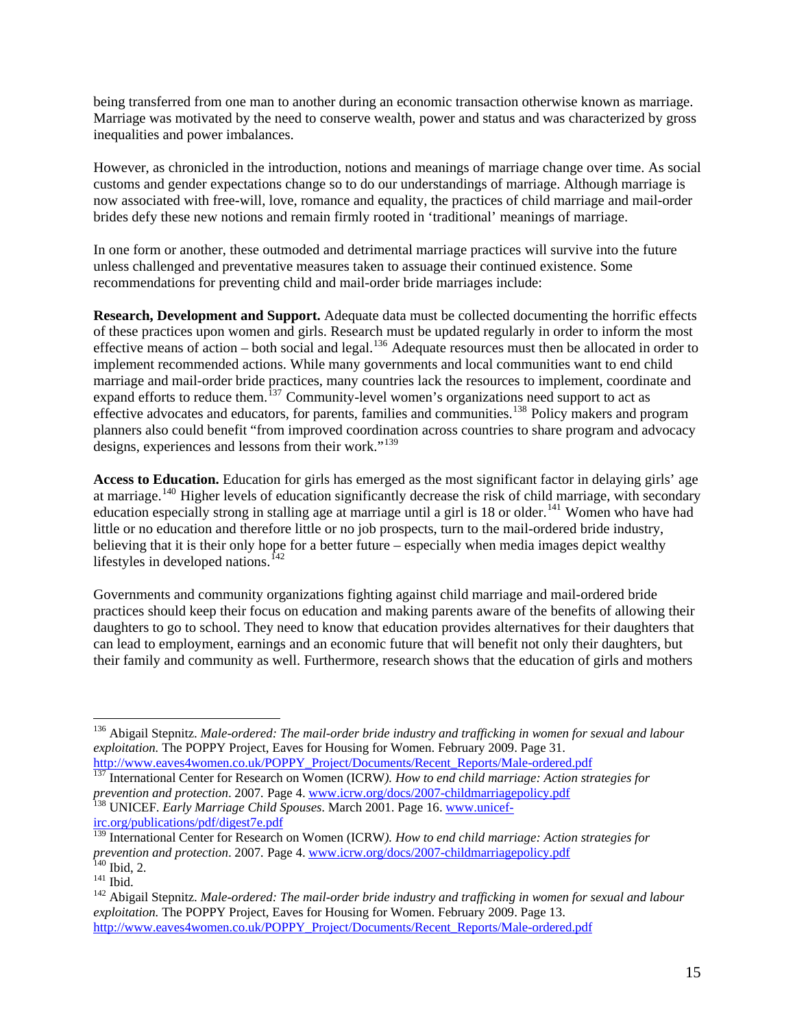being transferred from one man to another during an economic transaction otherwise known as marriage. Marriage was motivated by the need to conserve wealth, power and status and was characterized by gross inequalities and power imbalances.

However, as chronicled in the introduction, notions and meanings of marriage change over time. As social customs and gender expectations change so to do our understandings of marriage. Although marriage is now associated with free-will, love, romance and equality, the practices of child marriage and mail-order brides defy these new notions and remain firmly rooted in 'traditional' meanings of marriage.

In one form or another, these outmoded and detrimental marriage practices will survive into the future unless challenged and preventative measures taken to assuage their continued existence. Some recommendations for preventing child and mail-order bride marriages include:

**Research, Development and Support.** Adequate data must be collected documenting the horrific effects of these practices upon women and girls. Research must be updated regularly in order to inform the most effective means of action – both social and legal.[136] Adequate resources must then be allocated in order to implement recommended actions. While many governments and local communities want to end child marriage and mail-order bride practices, many countries lack the resources to implement, coordinate and expand efforts to reduce them.[137] Community-level women's organizations need support to act as effective advocates and educators, for parents, families and communities.[138] Policy makers and program planners also could benefit "from improved coordination across countries to share program and advocacy designs, experiences and lessons from their work."[139]

**Access to Education.** Education for girls has emerged as the most significant factor in delaying girls' age at marriage.[140] Higher levels of education significantly decrease the risk of child marriage, with secondary education especially strong in stalling age at marriage until a girl is 18 or older.[141] Women who have had little or no education and therefore little or no job prospects, turn to the mail-ordered bride industry, believing that it is their only hope for a better future – especially when media images depict wealthy lifestyles in developed nations.[142]

Governments and community organizations fighting against child marriage and mail-ordered bride practices should keep their focus on education and making parents aware of the benefits of allowing their daughters to go to school. They need to know that education provides alternatives for their daughters that can lead to employment, earnings and an economic future that will benefit not only their daughters, but their family and community as well. Furthermore, research shows that the education of girls and mothers

---

[136] Abigail Stepnitz. *Male-ordered: The mail-order bride industry and trafficking in women for sexual and labour exploitation.* The POPPY Project, Eaves for Housing for Women. February 2009. Page 31. http://www.eaves4women.co.uk/POPPY_Project/Documents/Recent_Reports/Male-ordered.pdf

[137] International Center for Research on Women (ICRW*). How to end child marriage: Action strategies for prevention and protection*. 2007. Page 4. www.icrw.org/docs/2007-childmarriagepolicy.pdf

[138] UNICEF. *Early Marriage Child Spouses*. March 2001. Page 16. www.unicef-irc.org/publications/pdf/digest7e.pdf

[139] International Center for Research on Women (ICRW*). How to end child marriage: Action strategies for prevention and protection*. 2007. Page 4. www.icrw.org/docs/2007-childmarriagepolicy.pdf

[140] Ibid, 2.

[141] Ibid.

[142] Abigail Stepnitz. *Male-ordered: The mail-order bride industry and trafficking in women for sexual and labour exploitation.* The POPPY Project, Eaves for Housing for Women. February 2009. Page 13. http://www.eaves4women.co.uk/POPPY_Project/Documents/Recent_Reports/Male-ordered.pdf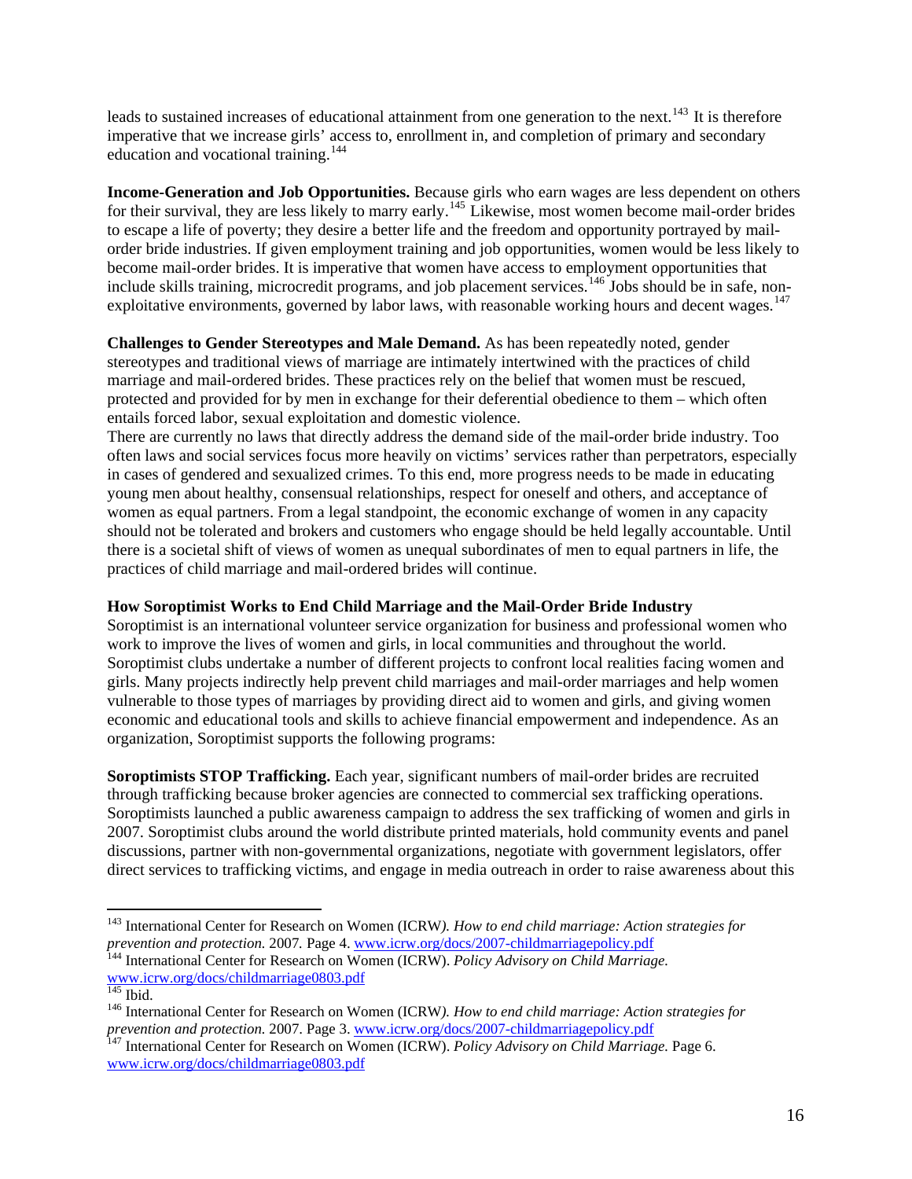leads to sustained increases of educational attainment from one generation to the next.[143] It is therefore imperative that we increase girls' access to, enrollment in, and completion of primary and secondary education and vocational training.[144]

**Income-Generation and Job Opportunities.** Because girls who earn wages are less dependent on others for their survival, they are less likely to marry early.[145] Likewise, most women become mail-order brides to escape a life of poverty; they desire a better life and the freedom and opportunity portrayed by mail-order bride industries. If given employment training and job opportunities, women would be less likely to become mail-order brides. It is imperative that women have access to employment opportunities that include skills training, microcredit programs, and job placement services.[146] Jobs should be in safe, non-exploitative environments, governed by labor laws, with reasonable working hours and decent wages.[147]

**Challenges to Gender Stereotypes and Male Demand.** As has been repeatedly noted, gender stereotypes and traditional views of marriage are intimately intertwined with the practices of child marriage and mail-ordered brides. These practices rely on the belief that women must be rescued, protected and provided for by men in exchange for their deferential obedience to them – which often entails forced labor, sexual exploitation and domestic violence.

There are currently no laws that directly address the demand side of the mail-order bride industry. Too often laws and social services focus more heavily on victims' services rather than perpetrators, especially in cases of gendered and sexualized crimes. To this end, more progress needs to be made in educating young men about healthy, consensual relationships, respect for oneself and others, and acceptance of women as equal partners. From a legal standpoint, the economic exchange of women in any capacity should not be tolerated and brokers and customers who engage should be held legally accountable. Until there is a societal shift of views of women as unequal subordinates of men to equal partners in life, the practices of child marriage and mail-ordered brides will continue.

**How Soroptimist Works to End Child Marriage and the Mail-Order Bride Industry**

Soroptimist is an international volunteer service organization for business and professional women who work to improve the lives of women and girls, in local communities and throughout the world. Soroptimist clubs undertake a number of different projects to confront local realities facing women and girls. Many projects indirectly help prevent child marriages and mail-order marriages and help women vulnerable to those types of marriages by providing direct aid to women and girls, and giving women economic and educational tools and skills to achieve financial empowerment and independence. As an organization, Soroptimist supports the following programs:

**Soroptimists STOP Trafficking.** Each year, significant numbers of mail-order brides are recruited through trafficking because broker agencies are connected to commercial sex trafficking operations. Soroptimists launched a public awareness campaign to address the sex trafficking of women and girls in 2007. Soroptimist clubs around the world distribute printed materials, hold community events and panel discussions, partner with non-governmental organizations, negotiate with government legislators, offer direct services to trafficking victims, and engage in media outreach in order to raise awareness about this

---

[143] International Center for Research on Women (ICRW). *How to end child marriage: Action strategies for prevention and protection.* 2007. Page 4. www.icrw.org/docs/2007-childmarriagepolicy.pdf

[144] International Center for Research on Women (ICRW). *Policy Advisory on Child Marriage.* www.icrw.org/docs/childmarriage0803.pdf

[145] Ibid.

[146] International Center for Research on Women (ICRW). *How to end child marriage: Action strategies for prevention and protection.* 2007. Page 3. www.icrw.org/docs/2007-childmarriagepolicy.pdf

[147] International Center for Research on Women (ICRW). *Policy Advisory on Child Marriage.* Page 6. www.icrw.org/docs/childmarriage0803.pdf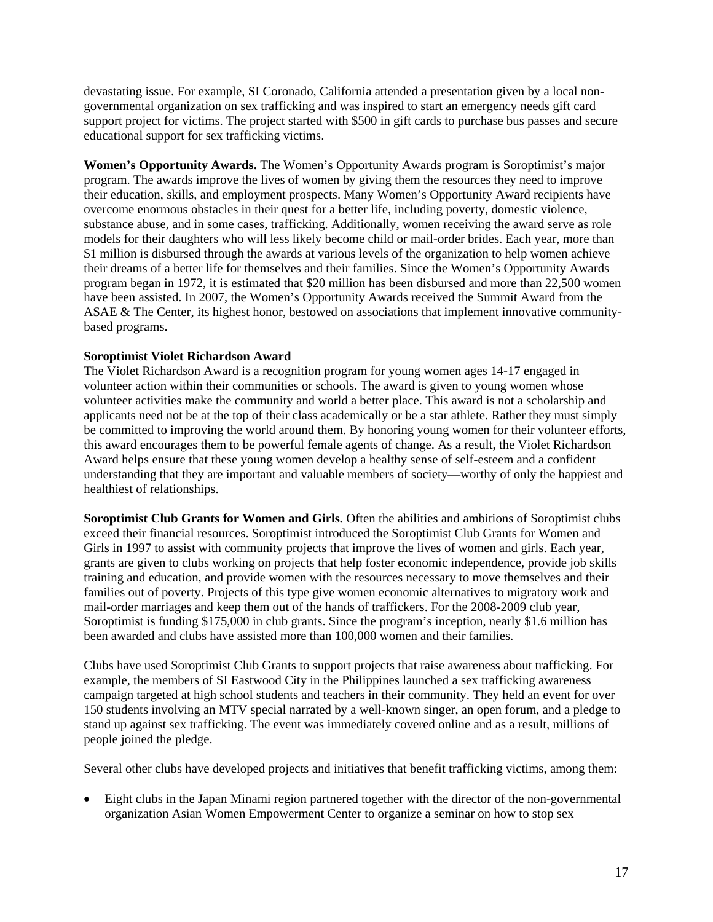devastating issue. For example, SI Coronado, California attended a presentation given by a local non-governmental organization on sex trafficking and was inspired to start an emergency needs gift card support project for victims. The project started with $500 in gift cards to purchase bus passes and secure educational support for sex trafficking victims.

**Women's Opportunity Awards.** The Women's Opportunity Awards program is Soroptimist's major program. The awards improve the lives of women by giving them the resources they need to improve their education, skills, and employment prospects. Many Women's Opportunity Award recipients have overcome enormous obstacles in their quest for a better life, including poverty, domestic violence, substance abuse, and in some cases, trafficking. Additionally, women receiving the award serve as role models for their daughters who will less likely become child or mail-order brides. Each year, more than $1 million is disbursed through the awards at various levels of the organization to help women achieve their dreams of a better life for themselves and their families. Since the Women's Opportunity Awards program began in 1972, it is estimated that $20 million has been disbursed and more than 22,500 women have been assisted. In 2007, the Women's Opportunity Awards received the Summit Award from the ASAE & The Center, its highest honor, bestowed on associations that implement innovative community-based programs.

**Soroptimist Violet Richardson Award**

The Violet Richardson Award is a recognition program for young women ages 14-17 engaged in volunteer action within their communities or schools. The award is given to young women whose volunteer activities make the community and world a better place. This award is not a scholarship and applicants need not be at the top of their class academically or be a star athlete. Rather they must simply be committed to improving the world around them. By honoring young women for their volunteer efforts, this award encourages them to be powerful female agents of change. As a result, the Violet Richardson Award helps ensure that these young women develop a healthy sense of self-esteem and a confident understanding that they are important and valuable members of society—worthy of only the happiest and healthiest of relationships.

**Soroptimist Club Grants for Women and Girls.** Often the abilities and ambitions of Soroptimist clubs exceed their financial resources. Soroptimist introduced the Soroptimist Club Grants for Women and Girls in 1997 to assist with community projects that improve the lives of women and girls. Each year, grants are given to clubs working on projects that help foster economic independence, provide job skills training and education, and provide women with the resources necessary to move themselves and their families out of poverty. Projects of this type give women economic alternatives to migratory work and mail-order marriages and keep them out of the hands of traffickers. For the 2008-2009 club year, Soroptimist is funding $175,000 in club grants. Since the program's inception, nearly $1.6 million has been awarded and clubs have assisted more than 100,000 women and their families.

Clubs have used Soroptimist Club Grants to support projects that raise awareness about trafficking. For example, the members of SI Eastwood City in the Philippines launched a sex trafficking awareness campaign targeted at high school students and teachers in their community. They held an event for over 150 students involving an MTV special narrated by a well-known singer, an open forum, and a pledge to stand up against sex trafficking. The event was immediately covered online and as a result, millions of people joined the pledge.

Several other clubs have developed projects and initiatives that benefit trafficking victims, among them:

- Eight clubs in the Japan Minami region partnered together with the director of the non-governmental organization Asian Women Empowerment Center to organize a seminar on how to stop sex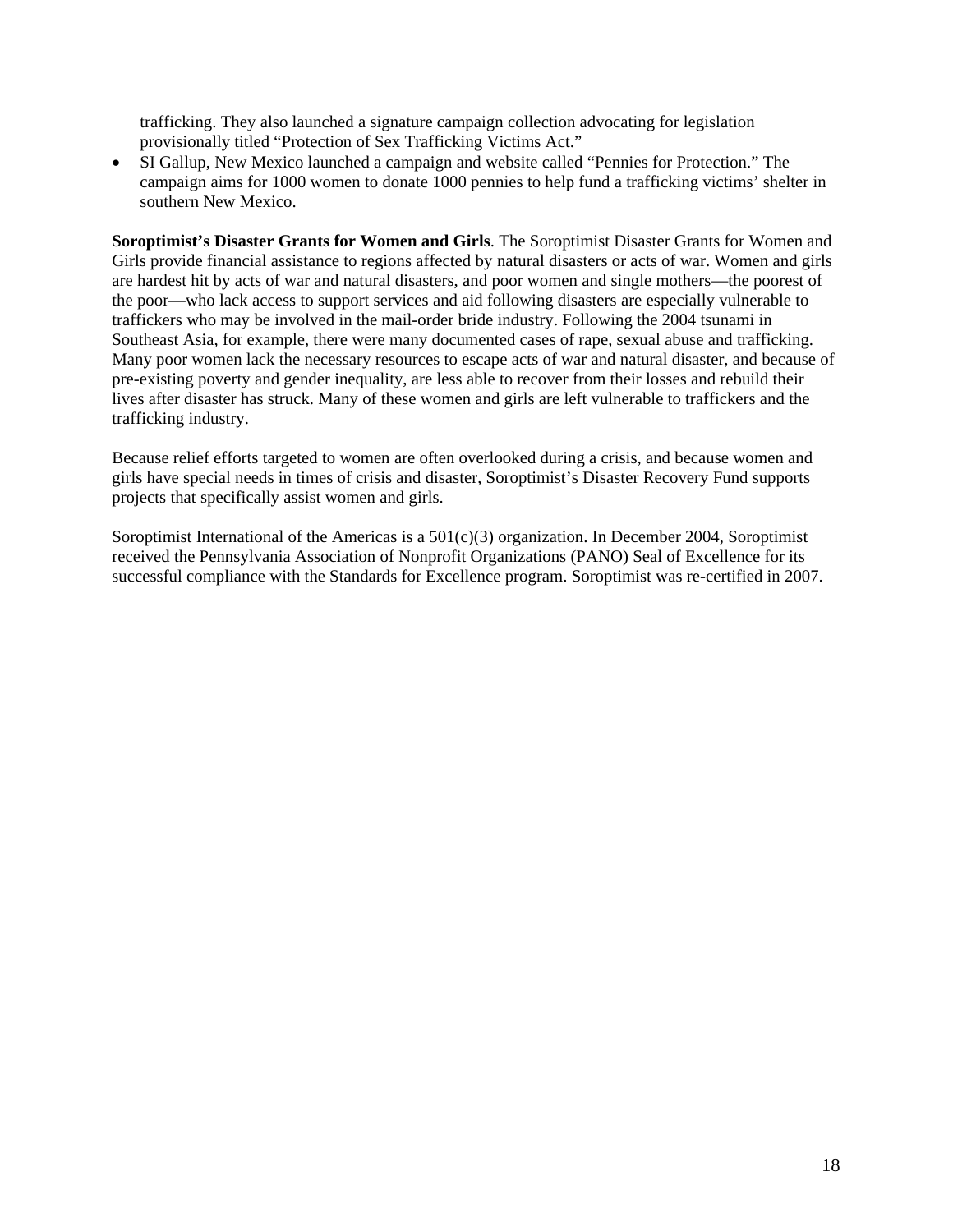trafficking. They also launched a signature campaign collection advocating for legislation provisionally titled "Protection of Sex Trafficking Victims Act."

- SI Gallup, New Mexico launched a campaign and website called "Pennies for Protection." The campaign aims for 1000 women to donate 1000 pennies to help fund a trafficking victims' shelter in southern New Mexico.

**Soroptimist's Disaster Grants for Women and Girls**. The Soroptimist Disaster Grants for Women and Girls provide financial assistance to regions affected by natural disasters or acts of war. Women and girls are hardest hit by acts of war and natural disasters, and poor women and single mothers—the poorest of the poor—who lack access to support services and aid following disasters are especially vulnerable to traffickers who may be involved in the mail-order bride industry. Following the 2004 tsunami in Southeast Asia, for example, there were many documented cases of rape, sexual abuse and trafficking. Many poor women lack the necessary resources to escape acts of war and natural disaster, and because of pre-existing poverty and gender inequality, are less able to recover from their losses and rebuild their lives after disaster has struck. Many of these women and girls are left vulnerable to traffickers and the trafficking industry.

Because relief efforts targeted to women are often overlooked during a crisis, and because women and girls have special needs in times of crisis and disaster, Soroptimist's Disaster Recovery Fund supports projects that specifically assist women and girls.

Soroptimist International of the Americas is a 501(c)(3) organization. In December 2004, Soroptimist received the Pennsylvania Association of Nonprofit Organizations (PANO) Seal of Excellence for its successful compliance with the Standards for Excellence program. Soroptimist was re-certified in 2007.